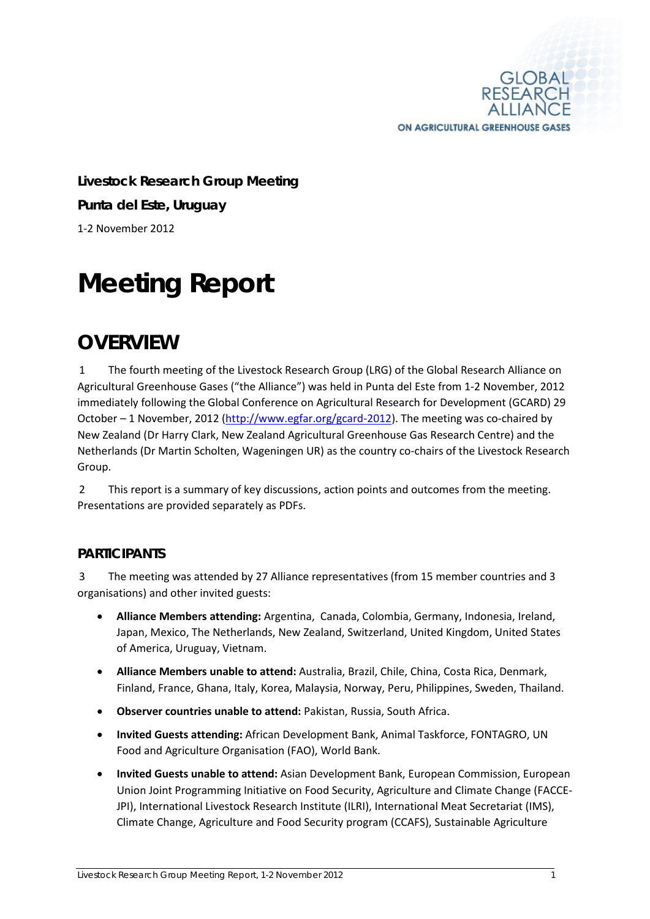GLOBAL RESEARCH ALLIANCE ON AGRICULTURAL GREENHOUSE GASES

**Livestock Research Group Meeting**

**Punta del Este, Uruguay**

1-2 November 2012

# Meeting Report

## OVERVIEW

1 The fourth meeting of the Livestock Research Group (LRG) of the Global Research Alliance on Agricultural Greenhouse Gases ("the Alliance") was held in Punta del Este from 1-2 November, 2012 immediately following the Global Conference on Agricultural Research for Development (GCARD) 29 October – 1 November, 2012 (http://www.egfar.org/gcard-2012). The meeting was co-chaired by New Zealand (Dr Harry Clark, New Zealand Agricultural Greenhouse Gas Research Centre) and the Netherlands (Dr Martin Scholten, Wageningen UR) as the country co-chairs of the Livestock Research Group.

2 This report is a summary of key discussions, action points and outcomes from the meeting. Presentations are provided separately as PDFs.

### PARTICIPANTS

3 The meeting was attended by 27 Alliance representatives (from 15 member countries and 3 organisations) and other invited guests:

- **Alliance Members attending:** Argentina, Canada, Colombia, Germany, Indonesia, Ireland, Japan, Mexico, The Netherlands, New Zealand, Switzerland, United Kingdom, United States of America, Uruguay, Vietnam.
- **Alliance Members unable to attend:** Australia, Brazil, Chile, China, Costa Rica, Denmark, Finland, France, Ghana, Italy, Korea, Malaysia, Norway, Peru, Philippines, Sweden, Thailand.
- **Observer countries unable to attend:** Pakistan, Russia, South Africa.
- **Invited Guests attending:** African Development Bank, Animal Taskforce, FONTAGRO, UN Food and Agriculture Organisation (FAO), World Bank.
- **Invited Guests unable to attend:** Asian Development Bank, European Commission, European Union Joint Programming Initiative on Food Security, Agriculture and Climate Change (FACCE-JPI), International Livestock Research Institute (ILRI), International Meat Secretariat (IMS), Climate Change, Agriculture and Food Security program (CCAFS), Sustainable Agriculture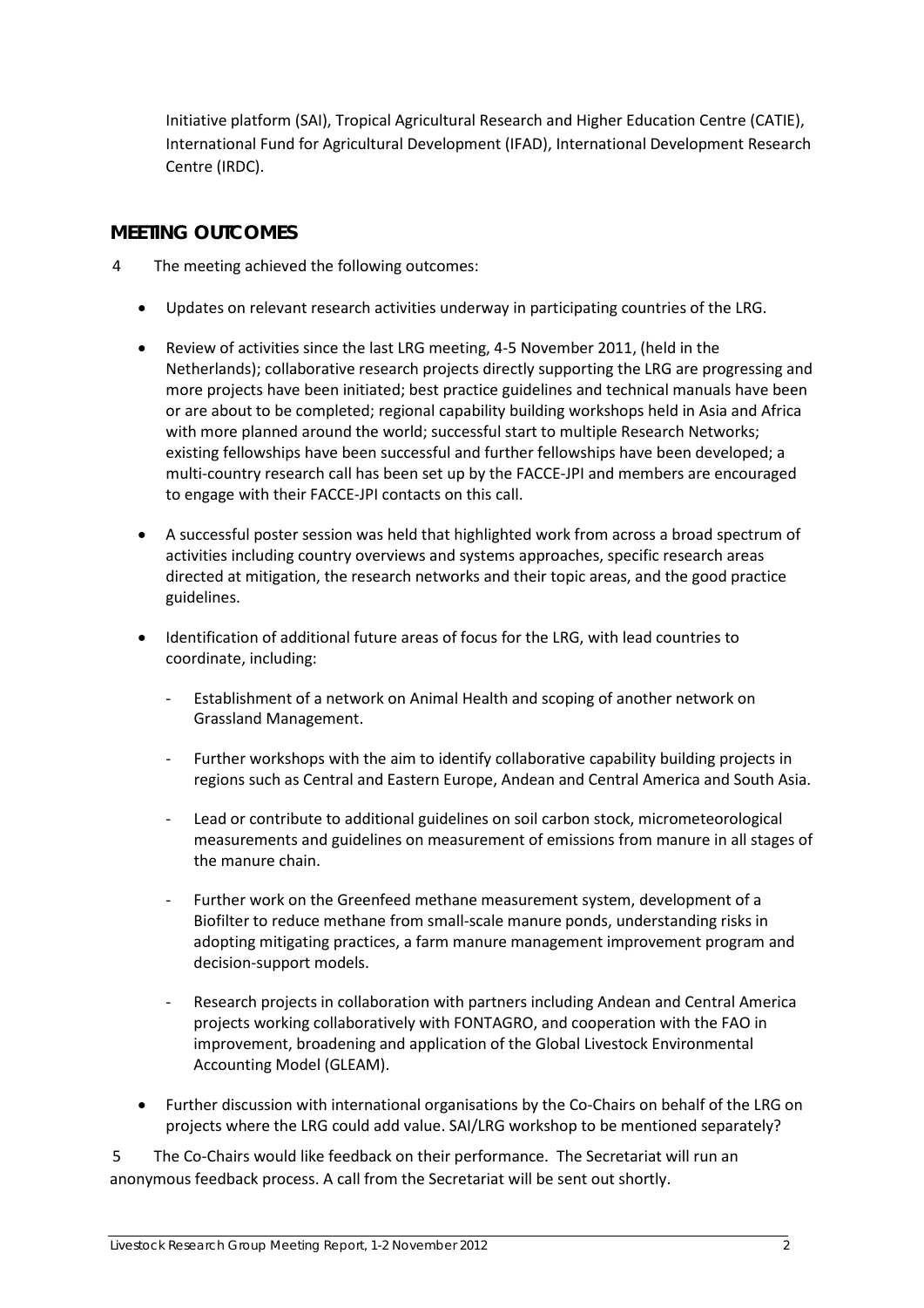Initiative platform (SAI), Tropical Agricultural Research and Higher Education Centre (CATIE), International Fund for Agricultural Development (IFAD), International Development Research Centre (IRDC).

## MEETING OUTCOMES

4 The meeting achieved the following outcomes:

- Updates on relevant research activities underway in participating countries of the LRG.
- Review of activities since the last LRG meeting, 4-5 November 2011, (held in the Netherlands); collaborative research projects directly supporting the LRG are progressing and more projects have been initiated; best practice guidelines and technical manuals have been or are about to be completed; regional capability building workshops held in Asia and Africa with more planned around the world; successful start to multiple Research Networks; existing fellowships have been successful and further fellowships have been developed; a multi-country research call has been set up by the FACCE-JPI and members are encouraged to engage with their FACCE-JPI contacts on this call.
- A successful poster session was held that highlighted work from across a broad spectrum of activities including country overviews and systems approaches, specific research areas directed at mitigation, the research networks and their topic areas, and the good practice guidelines.
- Identification of additional future areas of focus for the LRG, with lead countries to coordinate, including:
  - Establishment of a network on Animal Health and scoping of another network on Grassland Management.
  - Further workshops with the aim to identify collaborative capability building projects in regions such as Central and Eastern Europe, Andean and Central America and South Asia.
  - Lead or contribute to additional guidelines on soil carbon stock, micrometeorological measurements and guidelines on measurement of emissions from manure in all stages of the manure chain.
  - Further work on the Greenfeed methane measurement system, development of a Biofilter to reduce methane from small-scale manure ponds, understanding risks in adopting mitigating practices, a farm manure management improvement program and decision-support models.
  - Research projects in collaboration with partners including Andean and Central America projects working collaboratively with FONTAGRO, and cooperation with the FAO in improvement, broadening and application of the Global Livestock Environmental Accounting Model (GLEAM).
- Further discussion with international organisations by the Co-Chairs on behalf of the LRG on projects where the LRG could add value. SAI/LRG workshop to be mentioned separately?

5 The Co-Chairs would like feedback on their performance. The Secretariat will run an anonymous feedback process. A call from the Secretariat will be sent out shortly.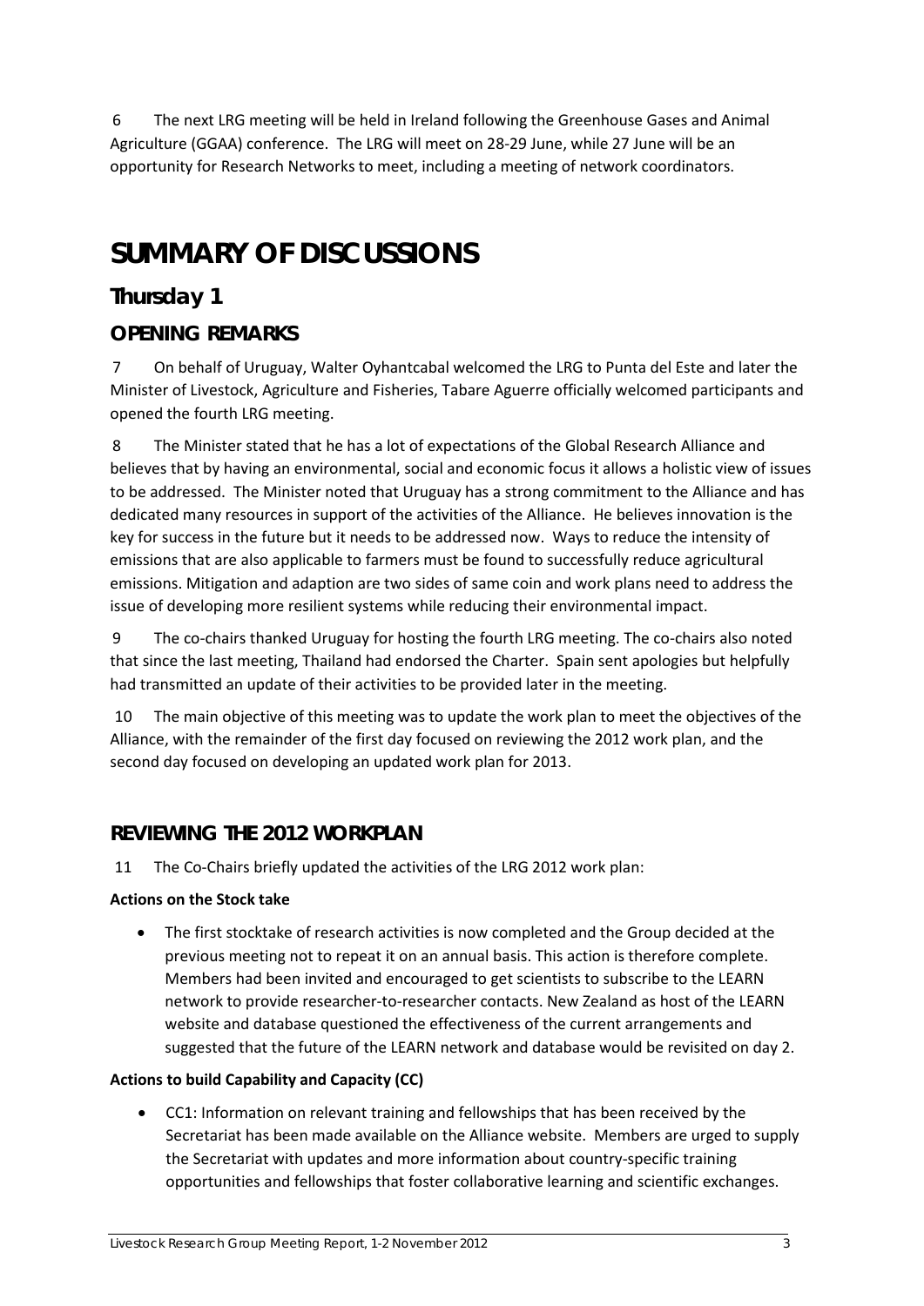6 The next LRG meeting will be held in Ireland following the Greenhouse Gases and Animal Agriculture (GGAA) conference. The LRG will meet on 28-29 June, while 27 June will be an opportunity for Research Networks to meet, including a meeting of network coordinators.

# SUMMARY OF DISCUSSIONS

## Thursday 1

### OPENING REMARKS

7 On behalf of Uruguay, Walter Oyhantcabal welcomed the LRG to Punta del Este and later the Minister of Livestock, Agriculture and Fisheries, Tabare Aguerre officially welcomed participants and opened the fourth LRG meeting.

8 The Minister stated that he has a lot of expectations of the Global Research Alliance and believes that by having an environmental, social and economic focus it allows a holistic view of issues to be addressed. The Minister noted that Uruguay has a strong commitment to the Alliance and has dedicated many resources in support of the activities of the Alliance. He believes innovation is the key for success in the future but it needs to be addressed now. Ways to reduce the intensity of emissions that are also applicable to farmers must be found to successfully reduce agricultural emissions. Mitigation and adaption are two sides of same coin and work plans need to address the issue of developing more resilient systems while reducing their environmental impact.

9 The co-chairs thanked Uruguay for hosting the fourth LRG meeting. The co-chairs also noted that since the last meeting, Thailand had endorsed the Charter. Spain sent apologies but helpfully had transmitted an update of their activities to be provided later in the meeting.

10 The main objective of this meeting was to update the work plan to meet the objectives of the Alliance, with the remainder of the first day focused on reviewing the 2012 work plan, and the second day focused on developing an updated work plan for 2013.

### REVIEWING THE 2012 WORKPLAN

11 The Co-Chairs briefly updated the activities of the LRG 2012 work plan:

**Actions on the Stock take**

- The first stocktake of research activities is now completed and the Group decided at the previous meeting not to repeat it on an annual basis. This action is therefore complete. Members had been invited and encouraged to get scientists to subscribe to the LEARN network to provide researcher-to-researcher contacts. New Zealand as host of the LEARN website and database questioned the effectiveness of the current arrangements and suggested that the future of the LEARN network and database would be revisited on day 2.

**Actions to build Capability and Capacity (CC)**

- CC1: Information on relevant training and fellowships that has been received by the Secretariat has been made available on the Alliance website. Members are urged to supply the Secretariat with updates and more information about country-specific training opportunities and fellowships that foster collaborative learning and scientific exchanges.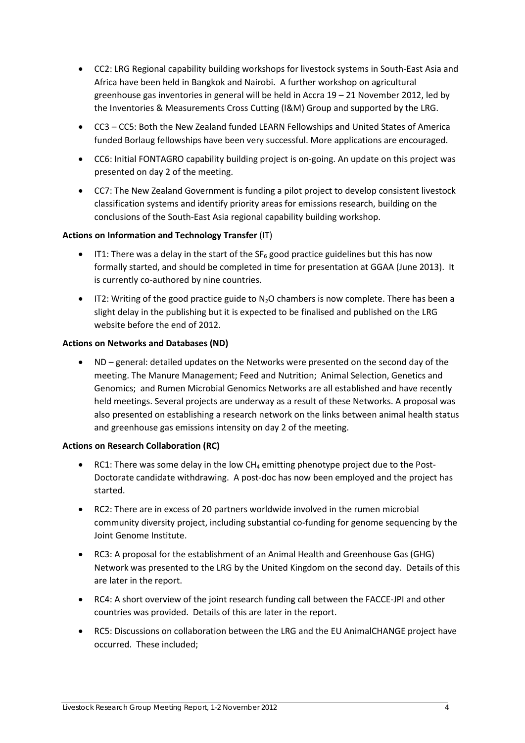- CC2: LRG Regional capability building workshops for livestock systems in South-East Asia and Africa have been held in Bangkok and Nairobi. A further workshop on agricultural greenhouse gas inventories in general will be held in Accra 19 – 21 November 2012, led by the Inventories & Measurements Cross Cutting (I&M) Group and supported by the LRG.
- CC3 – CC5: Both the New Zealand funded LEARN Fellowships and United States of America funded Borlaug fellowships have been very successful. More applications are encouraged.
- CC6: Initial FONTAGRO capability building project is on-going. An update on this project was presented on day 2 of the meeting.
- CC7: The New Zealand Government is funding a pilot project to develop consistent livestock classification systems and identify priority areas for emissions research, building on the conclusions of the South-East Asia regional capability building workshop.

**Actions on Information and Technology Transfer** (IT)

- IT1: There was a delay in the start of the $SF_6$ good practice guidelines but this has now formally started, and should be completed in time for presentation at GGAA (June 2013). It is currently co-authored by nine countries.
- IT2: Writing of the good practice guide to $N_2O$ chambers is now complete. There has been a slight delay in the publishing but it is expected to be finalised and published on the LRG website before the end of 2012.

**Actions on Networks and Databases (ND)**

- ND – general: detailed updates on the Networks were presented on the second day of the meeting. The Manure Management; Feed and Nutrition; Animal Selection, Genetics and Genomics; and Rumen Microbial Genomics Networks are all established and have recently held meetings. Several projects are underway as a result of these Networks. A proposal was also presented on establishing a research network on the links between animal health status and greenhouse gas emissions intensity on day 2 of the meeting.

**Actions on Research Collaboration (RC)**

- RC1: There was some delay in the low $CH_4$ emitting phenotype project due to the Post-Doctorate candidate withdrawing. A post-doc has now been employed and the project has started.
- RC2: There are in excess of 20 partners worldwide involved in the rumen microbial community diversity project, including substantial co-funding for genome sequencing by the Joint Genome Institute.
- RC3: A proposal for the establishment of an Animal Health and Greenhouse Gas (GHG) Network was presented to the LRG by the United Kingdom on the second day. Details of this are later in the report.
- RC4: A short overview of the joint research funding call between the FACCE-JPI and other countries was provided. Details of this are later in the report.
- RC5: Discussions on collaboration between the LRG and the EU AnimalCHANGE project have occurred. These included;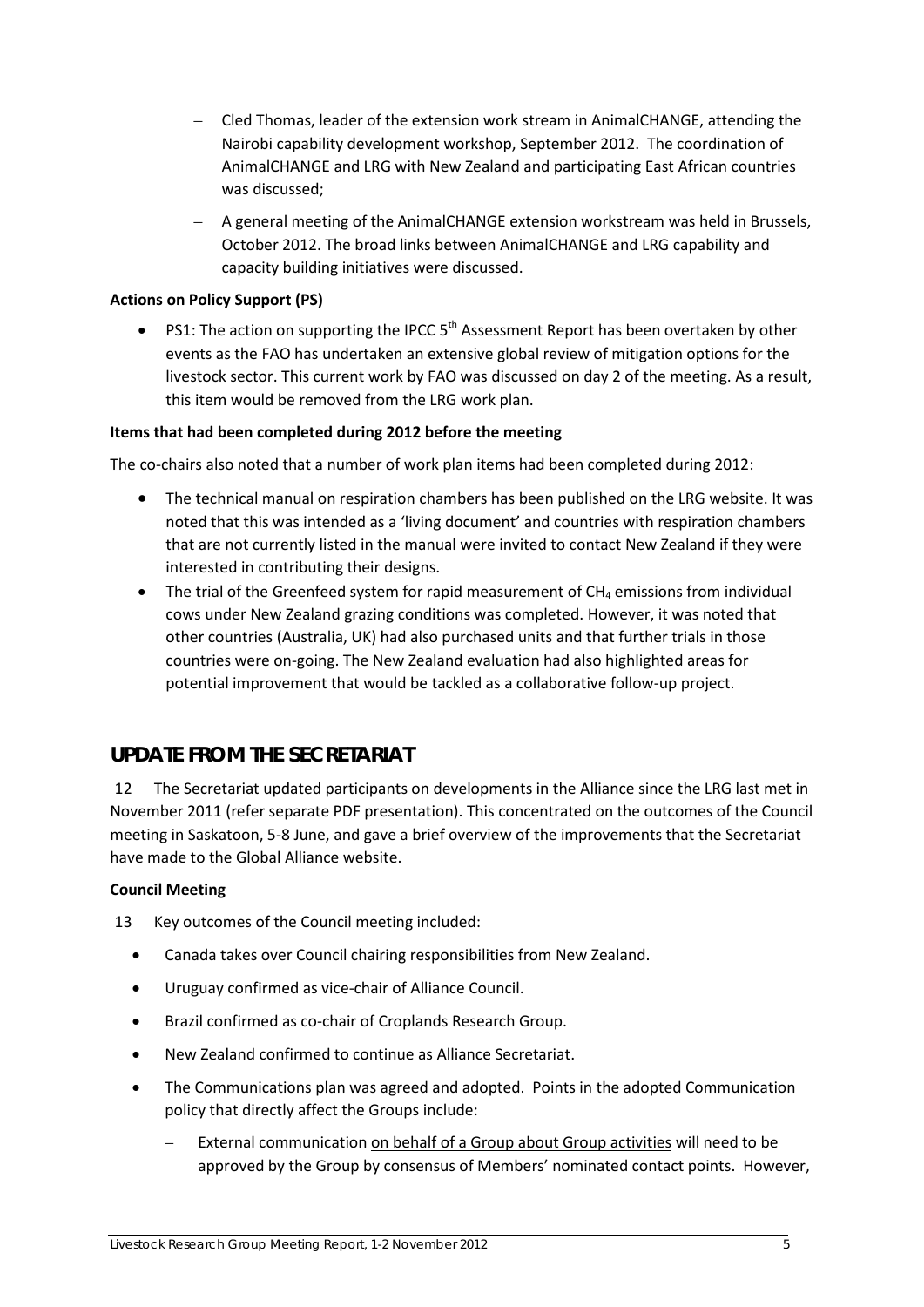- Cled Thomas, leader of the extension work stream in AnimalCHANGE, attending the Nairobi capability development workshop, September 2012. The coordination of AnimalCHANGE and LRG with New Zealand and participating East African countries was discussed;
- A general meeting of the AnimalCHANGE extension workstream was held in Brussels, October 2012. The broad links between AnimalCHANGE and LRG capability and capacity building initiatives were discussed.

**Actions on Policy Support (PS)**

- PS1: The action on supporting the IPCC 5th Assessment Report has been overtaken by other events as the FAO has undertaken an extensive global review of mitigation options for the livestock sector. This current work by FAO was discussed on day 2 of the meeting. As a result, this item would be removed from the LRG work plan.

**Items that had been completed during 2012 before the meeting**

The co-chairs also noted that a number of work plan items had been completed during 2012:

- The technical manual on respiration chambers has been published on the LRG website. It was noted that this was intended as a 'living document' and countries with respiration chambers that are not currently listed in the manual were invited to contact New Zealand if they were interested in contributing their designs.
- The trial of the Greenfeed system for rapid measurement of $CH_4$ emissions from individual cows under New Zealand grazing conditions was completed. However, it was noted that other countries (Australia, UK) had also purchased units and that further trials in those countries were on-going. The New Zealand evaluation had also highlighted areas for potential improvement that would be tackled as a collaborative follow-up project.

## UPDATE FROM THE SECRETARIAT

12 The Secretariat updated participants on developments in the Alliance since the LRG last met in November 2011 (refer separate PDF presentation). This concentrated on the outcomes of the Council meeting in Saskatoon, 5-8 June, and gave a brief overview of the improvements that the Secretariat have made to the Global Alliance website.

**Council Meeting**

13 Key outcomes of the Council meeting included:

- Canada takes over Council chairing responsibilities from New Zealand.
- Uruguay confirmed as vice-chair of Alliance Council.
- Brazil confirmed as co-chair of Croplands Research Group.
- New Zealand confirmed to continue as Alliance Secretariat.
- The Communications plan was agreed and adopted. Points in the adopted Communication policy that directly affect the Groups include:
  - External communication on behalf of a Group about Group activities will need to be approved by the Group by consensus of Members' nominated contact points. However,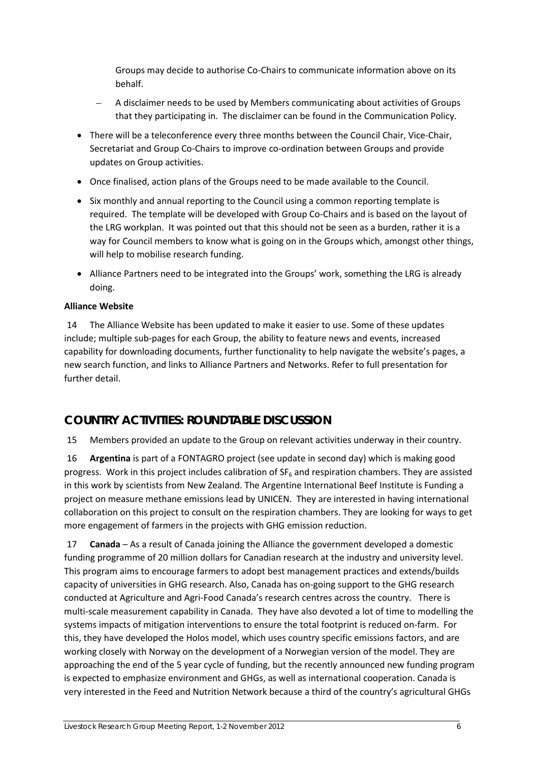Groups may decide to authorise Co-Chairs to communicate information above on its behalf.

- A disclaimer needs to be used by Members communicating about activities of Groups that they participating in. The disclaimer can be found in the Communication Policy.

- There will be a teleconference every three months between the Council Chair, Vice-Chair, Secretariat and Group Co-Chairs to improve co-ordination between Groups and provide updates on Group activities.
- Once finalised, action plans of the Groups need to be made available to the Council.
- Six monthly and annual reporting to the Council using a common reporting template is required. The template will be developed with Group Co-Chairs and is based on the layout of the LRG workplan. It was pointed out that this should not be seen as a burden, rather it is a way for Council members to know what is going on in the Groups which, amongst other things, will help to mobilise research funding.
- Alliance Partners need to be integrated into the Groups' work, something the LRG is already doing.

**Alliance Website**

14 The Alliance Website has been updated to make it easier to use. Some of these updates include; multiple sub-pages for each Group, the ability to feature news and events, increased capability for downloading documents, further functionality to help navigate the website's pages, a new search function, and links to Alliance Partners and Networks. Refer to full presentation for further detail.

## COUNTRY ACTIVITIES: ROUNDTABLE DISCUSSION

15 Members provided an update to the Group on relevant activities underway in their country.

16 **Argentina** is part of a FONTAGRO project (see update in second day) which is making good progress. Work in this project includes calibration of $SF_6$ and respiration chambers. They are assisted in this work by scientists from New Zealand. The Argentine International Beef Institute is Funding a project on measure methane emissions lead by UNICEN. They are interested in having international collaboration on this project to consult on the respiration chambers. They are looking for ways to get more engagement of farmers in the projects with GHG emission reduction.

17 **Canada** – As a result of Canada joining the Alliance the government developed a domestic funding programme of 20 million dollars for Canadian research at the industry and university level. This program aims to encourage farmers to adopt best management practices and extends/builds capacity of universities in GHG research. Also, Canada has on-going support to the GHG research conducted at Agriculture and Agri-Food Canada's research centres across the country. There is multi-scale measurement capability in Canada. They have also devoted a lot of time to modelling the systems impacts of mitigation interventions to ensure the total footprint is reduced on-farm. For this, they have developed the Holos model, which uses country specific emissions factors, and are working closely with Norway on the development of a Norwegian version of the model. They are approaching the end of the 5 year cycle of funding, but the recently announced new funding program is expected to emphasize environment and GHGs, as well as international cooperation. Canada is very interested in the Feed and Nutrition Network because a third of the country's agricultural GHGs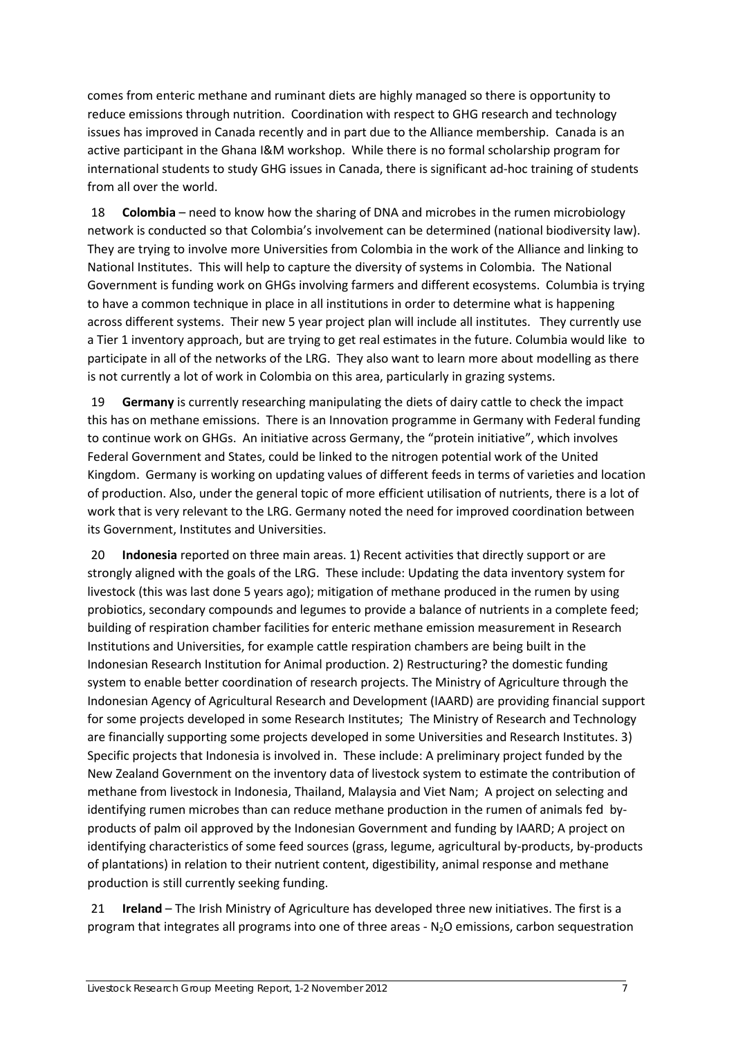comes from enteric methane and ruminant diets are highly managed so there is opportunity to reduce emissions through nutrition. Coordination with respect to GHG research and technology issues has improved in Canada recently and in part due to the Alliance membership. Canada is an active participant in the Ghana I&M workshop. While there is no formal scholarship program for international students to study GHG issues in Canada, there is significant ad-hoc training of students from all over the world.

18 **Colombia** – need to know how the sharing of DNA and microbes in the rumen microbiology network is conducted so that Colombia's involvement can be determined (national biodiversity law). They are trying to involve more Universities from Colombia in the work of the Alliance and linking to National Institutes. This will help to capture the diversity of systems in Colombia. The National Government is funding work on GHGs involving farmers and different ecosystems. Columbia is trying to have a common technique in place in all institutions in order to determine what is happening across different systems. Their new 5 year project plan will include all institutes. They currently use a Tier 1 inventory approach, but are trying to get real estimates in the future. Columbia would like to participate in all of the networks of the LRG. They also want to learn more about modelling as there is not currently a lot of work in Colombia on this area, particularly in grazing systems.

19 **Germany** is currently researching manipulating the diets of dairy cattle to check the impact this has on methane emissions. There is an Innovation programme in Germany with Federal funding to continue work on GHGs. An initiative across Germany, the "protein initiative", which involves Federal Government and States, could be linked to the nitrogen potential work of the United Kingdom. Germany is working on updating values of different feeds in terms of varieties and location of production. Also, under the general topic of more efficient utilisation of nutrients, there is a lot of work that is very relevant to the LRG. Germany noted the need for improved coordination between its Government, Institutes and Universities.

20 **Indonesia** reported on three main areas. 1) Recent activities that directly support or are strongly aligned with the goals of the LRG. These include: Updating the data inventory system for livestock (this was last done 5 years ago); mitigation of methane produced in the rumen by using probiotics, secondary compounds and legumes to provide a balance of nutrients in a complete feed; building of respiration chamber facilities for enteric methane emission measurement in Research Institutions and Universities, for example cattle respiration chambers are being built in the Indonesian Research Institution for Animal production. 2) Restructuring? the domestic funding system to enable better coordination of research projects. The Ministry of Agriculture through the Indonesian Agency of Agricultural Research and Development (IAARD) are providing financial support for some projects developed in some Research Institutes; The Ministry of Research and Technology are financially supporting some projects developed in some Universities and Research Institutes. 3) Specific projects that Indonesia is involved in. These include: A preliminary project funded by the New Zealand Government on the inventory data of livestock system to estimate the contribution of methane from livestock in Indonesia, Thailand, Malaysia and Viet Nam; A project on selecting and identifying rumen microbes than can reduce methane production in the rumen of animals fed by-products of palm oil approved by the Indonesian Government and funding by IAARD; A project on identifying characteristics of some feed sources (grass, legume, agricultural by-products, by-products of plantations) in relation to their nutrient content, digestibility, animal response and methane production is still currently seeking funding.

21 **Ireland** – The Irish Ministry of Agriculture has developed three new initiatives. The first is a program that integrates all programs into one of three areas - $N_2O$ emissions, carbon sequestration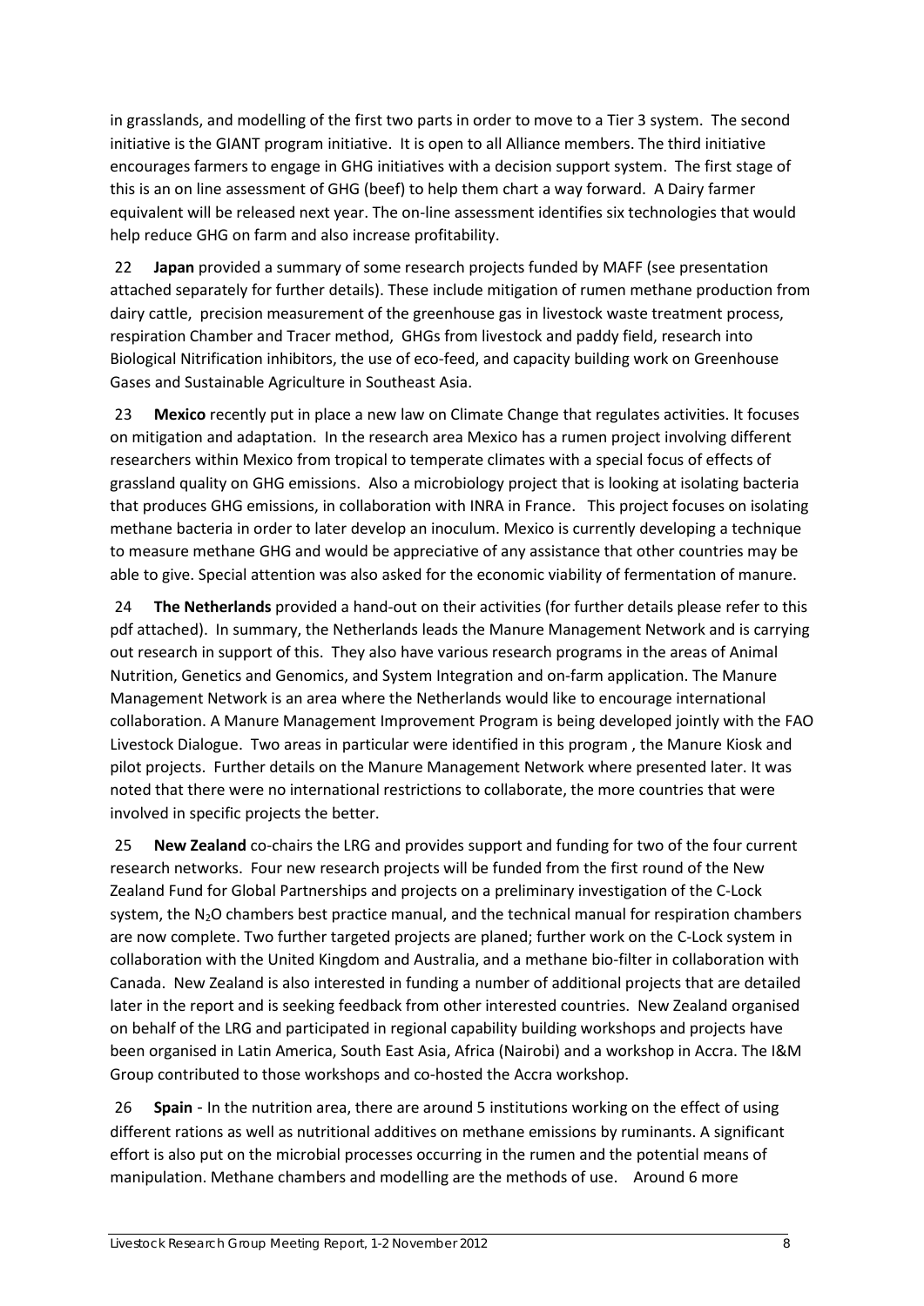in grasslands, and modelling of the first two parts in order to move to a Tier 3 system. The second initiative is the GIANT program initiative. It is open to all Alliance members. The third initiative encourages farmers to engage in GHG initiatives with a decision support system. The first stage of this is an on line assessment of GHG (beef) to help them chart a way forward. A Dairy farmer equivalent will be released next year. The on-line assessment identifies six technologies that would help reduce GHG on farm and also increase profitability.

22 **Japan** provided a summary of some research projects funded by MAFF (see presentation attached separately for further details). These include mitigation of rumen methane production from dairy cattle, precision measurement of the greenhouse gas in livestock waste treatment process, respiration Chamber and Tracer method, GHGs from livestock and paddy field, research into Biological Nitrification inhibitors, the use of eco-feed, and capacity building work on Greenhouse Gases and Sustainable Agriculture in Southeast Asia.

23 **Mexico** recently put in place a new law on Climate Change that regulates activities. It focuses on mitigation and adaptation. In the research area Mexico has a rumen project involving different researchers within Mexico from tropical to temperate climates with a special focus of effects of grassland quality on GHG emissions. Also a microbiology project that is looking at isolating bacteria that produces GHG emissions, in collaboration with INRA in France. This project focuses on isolating methane bacteria in order to later develop an inoculum. Mexico is currently developing a technique to measure methane GHG and would be appreciative of any assistance that other countries may be able to give. Special attention was also asked for the economic viability of fermentation of manure.

24 **The Netherlands** provided a hand-out on their activities (for further details please refer to this pdf attached). In summary, the Netherlands leads the Manure Management Network and is carrying out research in support of this. They also have various research programs in the areas of Animal Nutrition, Genetics and Genomics, and System Integration and on-farm application. The Manure Management Network is an area where the Netherlands would like to encourage international collaboration. A Manure Management Improvement Program is being developed jointly with the FAO Livestock Dialogue. Two areas in particular were identified in this program , the Manure Kiosk and pilot projects. Further details on the Manure Management Network where presented later. It was noted that there were no international restrictions to collaborate, the more countries that were involved in specific projects the better.

25 **New Zealand** co-chairs the LRG and provides support and funding for two of the four current research networks. Four new research projects will be funded from the first round of the New Zealand Fund for Global Partnerships and projects on a preliminary investigation of the C-Lock system, the $N_2O$ chambers best practice manual, and the technical manual for respiration chambers are now complete. Two further targeted projects are planed; further work on the C-Lock system in collaboration with the United Kingdom and Australia, and a methane bio-filter in collaboration with Canada. New Zealand is also interested in funding a number of additional projects that are detailed later in the report and is seeking feedback from other interested countries. New Zealand organised on behalf of the LRG and participated in regional capability building workshops and projects have been organised in Latin America, South East Asia, Africa (Nairobi) and a workshop in Accra. The I&M Group contributed to those workshops and co-hosted the Accra workshop.

26 **Spain** - In the nutrition area, there are around 5 institutions working on the effect of using different rations as well as nutritional additives on methane emissions by ruminants. A significant effort is also put on the microbial processes occurring in the rumen and the potential means of manipulation. Methane chambers and modelling are the methods of use. Around 6 more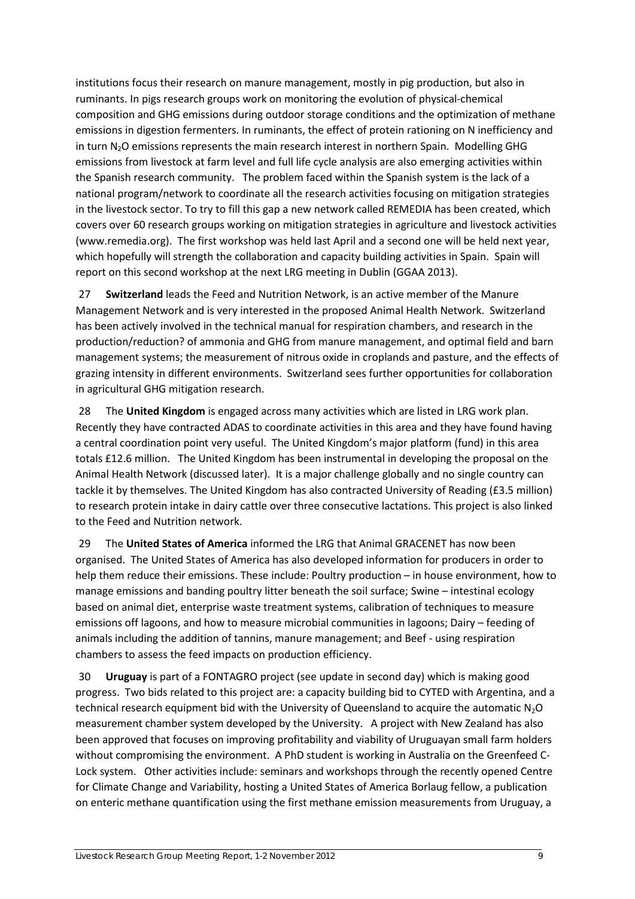institutions focus their research on manure management, mostly in pig production, but also in ruminants. In pigs research groups work on monitoring the evolution of physical-chemical composition and GHG emissions during outdoor storage conditions and the optimization of methane emissions in digestion fermenters. In ruminants, the effect of protein rationing on N inefficiency and in turn $N_2O$ emissions represents the main research interest in northern Spain. Modelling GHG emissions from livestock at farm level and full life cycle analysis are also emerging activities within the Spanish research community. The problem faced within the Spanish system is the lack of a national program/network to coordinate all the research activities focusing on mitigation strategies in the livestock sector. To try to fill this gap a new network called REMEDIA has been created, which covers over 60 research groups working on mitigation strategies in agriculture and livestock activities (www.remedia.org). The first workshop was held last April and a second one will be held next year, which hopefully will strength the collaboration and capacity building activities in Spain. Spain will report on this second workshop at the next LRG meeting in Dublin (GGAA 2013).

27 **Switzerland** leads the Feed and Nutrition Network, is an active member of the Manure Management Network and is very interested in the proposed Animal Health Network. Switzerland has been actively involved in the technical manual for respiration chambers, and research in the production/reduction? of ammonia and GHG from manure management, and optimal field and barn management systems; the measurement of nitrous oxide in croplands and pasture, and the effects of grazing intensity in different environments. Switzerland sees further opportunities for collaboration in agricultural GHG mitigation research.

28 The **United Kingdom** is engaged across many activities which are listed in LRG work plan. Recently they have contracted ADAS to coordinate activities in this area and they have found having a central coordination point very useful. The United Kingdom's major platform (fund) in this area totals £12.6 million. The United Kingdom has been instrumental in developing the proposal on the Animal Health Network (discussed later). It is a major challenge globally and no single country can tackle it by themselves. The United Kingdom has also contracted University of Reading (£3.5 million) to research protein intake in dairy cattle over three consecutive lactations. This project is also linked to the Feed and Nutrition network.

29 The **United States of America** informed the LRG that Animal GRACENET has now been organised. The United States of America has also developed information for producers in order to help them reduce their emissions. These include: Poultry production – in house environment, how to manage emissions and banding poultry litter beneath the soil surface; Swine – intestinal ecology based on animal diet, enterprise waste treatment systems, calibration of techniques to measure emissions off lagoons, and how to measure microbial communities in lagoons; Dairy – feeding of animals including the addition of tannins, manure management; and Beef - using respiration chambers to assess the feed impacts on production efficiency.

30 **Uruguay** is part of a FONTAGRO project (see update in second day) which is making good progress. Two bids related to this project are: a capacity building bid to CYTED with Argentina, and a technical research equipment bid with the University of Queensland to acquire the automatic $N_2O$ measurement chamber system developed by the University. A project with New Zealand has also been approved that focuses on improving profitability and viability of Uruguayan small farm holders without compromising the environment. A PhD student is working in Australia on the Greenfeed C-Lock system. Other activities include: seminars and workshops through the recently opened Centre for Climate Change and Variability, hosting a United States of America Borlaug fellow, a publication on enteric methane quantification using the first methane emission measurements from Uruguay, a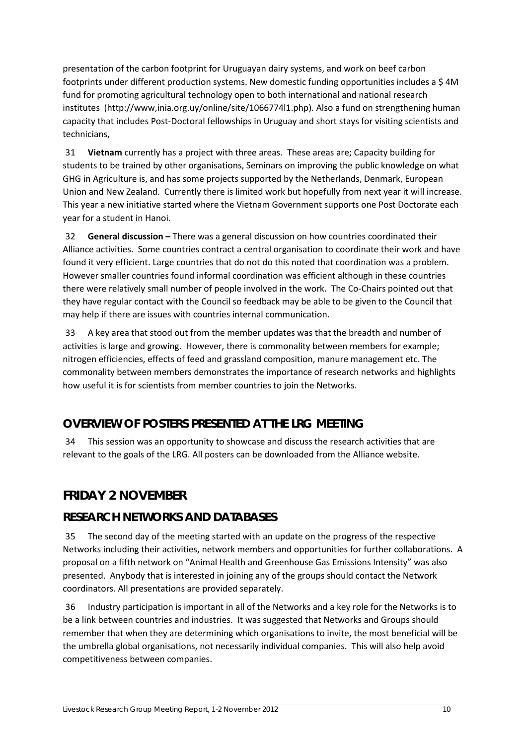presentation of the carbon footprint for Uruguayan dairy systems, and work on beef carbon footprints under different production systems. New domestic funding opportunities includes a $ 4M fund for promoting agricultural technology open to both international and national research institutes (http://www,inia.org.uy/online/site/1066774l1.php). Also a fund on strengthening human capacity that includes Post-Doctoral fellowships in Uruguay and short stays for visiting scientists and technicians,

31 **Vietnam** currently has a project with three areas. These areas are; Capacity building for students to be trained by other organisations, Seminars on improving the public knowledge on what GHG in Agriculture is, and has some projects supported by the Netherlands, Denmark, European Union and New Zealand. Currently there is limited work but hopefully from next year it will increase. This year a new initiative started where the Vietnam Government supports one Post Doctorate each year for a student in Hanoi.

32 **General discussion –** There was a general discussion on how countries coordinated their Alliance activities. Some countries contract a central organisation to coordinate their work and have found it very efficient. Large countries that do not do this noted that coordination was a problem. However smaller countries found informal coordination was efficient although in these countries there were relatively small number of people involved in the work. The Co-Chairs pointed out that they have regular contact with the Council so feedback may be able to be given to the Council that may help if there are issues with countries internal communication.

33 A key area that stood out from the member updates was that the breadth and number of activities is large and growing. However, there is commonality between members for example; nitrogen efficiencies, effects of feed and grassland composition, manure management etc. The commonality between members demonstrates the importance of research networks and highlights how useful it is for scientists from member countries to join the Networks.

### OVERVIEW OF POSTERS PRESENTED AT THE LRG MEETING

34 This session was an opportunity to showcase and discuss the research activities that are relevant to the goals of the LRG. All posters can be downloaded from the Alliance website.

## FRIDAY 2 NOVEMBER

### RESEARCH NETWORKS AND DATABASES

35 The second day of the meeting started with an update on the progress of the respective Networks including their activities, network members and opportunities for further collaborations. A proposal on a fifth network on "Animal Health and Greenhouse Gas Emissions Intensity" was also presented. Anybody that is interested in joining any of the groups should contact the Network coordinators. All presentations are provided separately.

36 Industry participation is important in all of the Networks and a key role for the Networks is to be a link between countries and industries. It was suggested that Networks and Groups should remember that when they are determining which organisations to invite, the most beneficial will be the umbrella global organisations, not necessarily individual companies. This will also help avoid competitiveness between companies.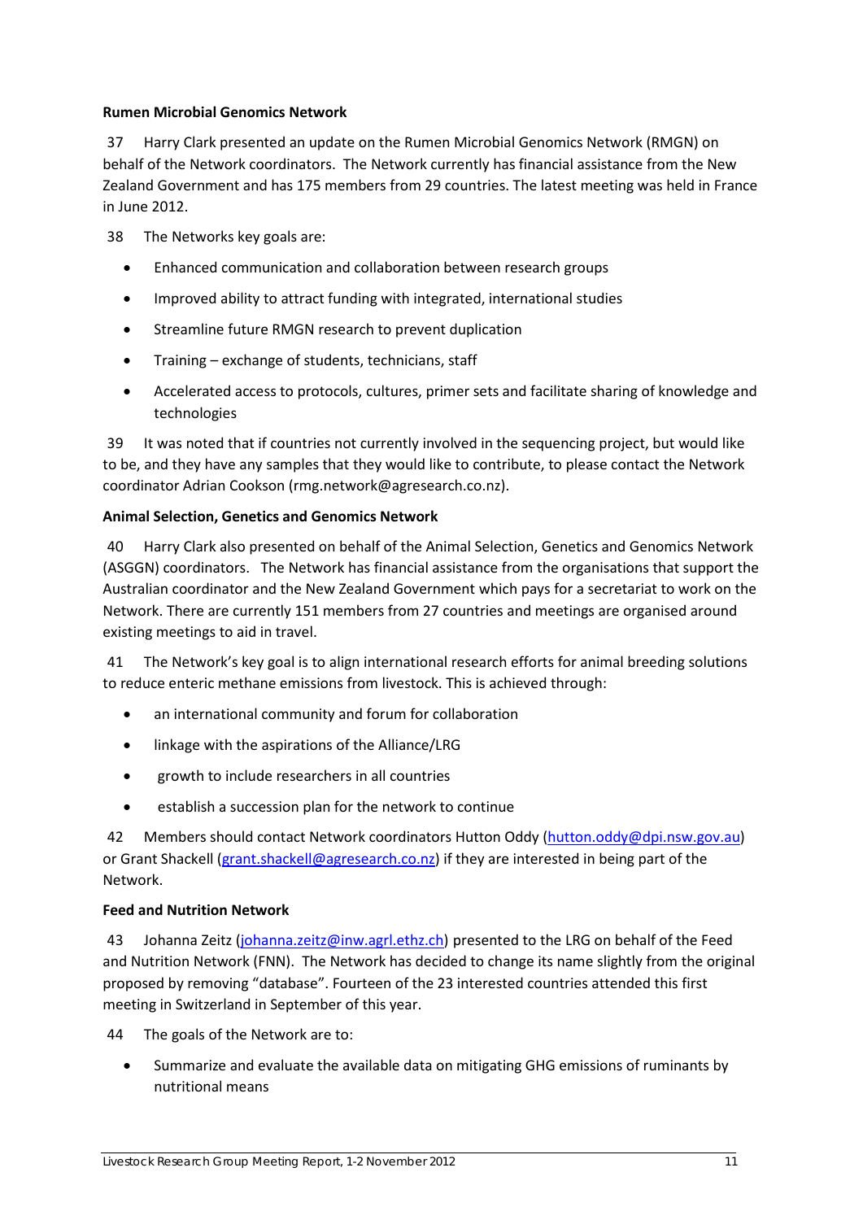**Rumen Microbial Genomics Network**

37 Harry Clark presented an update on the Rumen Microbial Genomics Network (RMGN) on behalf of the Network coordinators. The Network currently has financial assistance from the New Zealand Government and has 175 members from 29 countries. The latest meeting was held in France in June 2012.

38 The Networks key goals are:

- Enhanced communication and collaboration between research groups
- Improved ability to attract funding with integrated, international studies
- Streamline future RMGN research to prevent duplication
- Training – exchange of students, technicians, staff
- Accelerated access to protocols, cultures, primer sets and facilitate sharing of knowledge and technologies

39 It was noted that if countries not currently involved in the sequencing project, but would like to be, and they have any samples that they would like to contribute, to please contact the Network coordinator Adrian Cookson (rmg.network@agresearch.co.nz).

**Animal Selection, Genetics and Genomics Network**

40 Harry Clark also presented on behalf of the Animal Selection, Genetics and Genomics Network (ASGGN) coordinators. The Network has financial assistance from the organisations that support the Australian coordinator and the New Zealand Government which pays for a secretariat to work on the Network. There are currently 151 members from 27 countries and meetings are organised around existing meetings to aid in travel.

41 The Network's key goal is to align international research efforts for animal breeding solutions to reduce enteric methane emissions from livestock. This is achieved through:

- an international community and forum for collaboration
- linkage with the aspirations of the Alliance/LRG
- growth to include researchers in all countries
- establish a succession plan for the network to continue

42 Members should contact Network coordinators Hutton Oddy (hutton.oddy@dpi.nsw.gov.au) or Grant Shackell (grant.shackell@agresearch.co.nz) if they are interested in being part of the Network.

**Feed and Nutrition Network**

43 Johanna Zeitz (johanna.zeitz@inw.agrl.ethz.ch) presented to the LRG on behalf of the Feed and Nutrition Network (FNN). The Network has decided to change its name slightly from the original proposed by removing "database". Fourteen of the 23 interested countries attended this first meeting in Switzerland in September of this year.

44 The goals of the Network are to:

- Summarize and evaluate the available data on mitigating GHG emissions of ruminants by nutritional means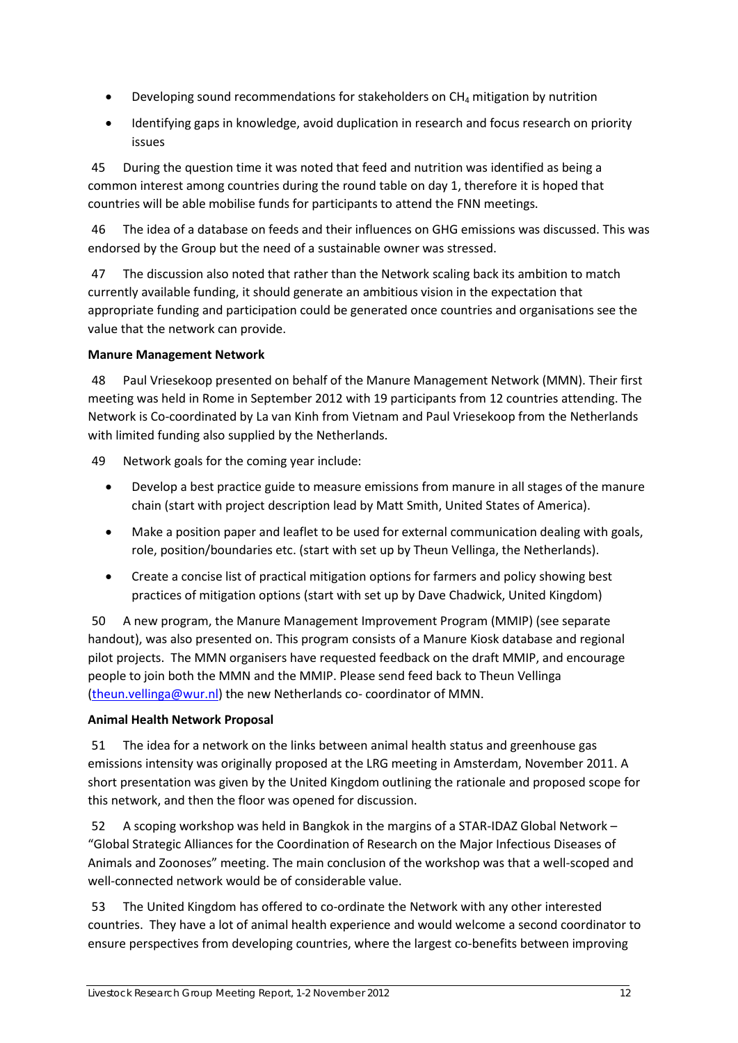- Developing sound recommendations for stakeholders on $CH_4$ mitigation by nutrition
- Identifying gaps in knowledge, avoid duplication in research and focus research on priority issues

45 During the question time it was noted that feed and nutrition was identified as being a common interest among countries during the round table on day 1, therefore it is hoped that countries will be able mobilise funds for participants to attend the FNN meetings.

46 The idea of a database on feeds and their influences on GHG emissions was discussed. This was endorsed by the Group but the need of a sustainable owner was stressed.

47 The discussion also noted that rather than the Network scaling back its ambition to match currently available funding, it should generate an ambitious vision in the expectation that appropriate funding and participation could be generated once countries and organisations see the value that the network can provide.

**Manure Management Network**

48 Paul Vriesekoop presented on behalf of the Manure Management Network (MMN). Their first meeting was held in Rome in September 2012 with 19 participants from 12 countries attending. The Network is Co-coordinated by La van Kinh from Vietnam and Paul Vriesekoop from the Netherlands with limited funding also supplied by the Netherlands.

49 Network goals for the coming year include:

- Develop a best practice guide to measure emissions from manure in all stages of the manure chain (start with project description lead by Matt Smith, United States of America).
- Make a position paper and leaflet to be used for external communication dealing with goals, role, position/boundaries etc. (start with set up by Theun Vellinga, the Netherlands).
- Create a concise list of practical mitigation options for farmers and policy showing best practices of mitigation options (start with set up by Dave Chadwick, United Kingdom)

50 A new program, the Manure Management Improvement Program (MMIP) (see separate handout), was also presented on. This program consists of a Manure Kiosk database and regional pilot projects. The MMN organisers have requested feedback on the draft MMIP, and encourage people to join both the MMN and the MMIP. Please send feed back to Theun Vellinga (theun.vellinga@wur.nl) the new Netherlands co- coordinator of MMN.

**Animal Health Network Proposal**

51 The idea for a network on the links between animal health status and greenhouse gas emissions intensity was originally proposed at the LRG meeting in Amsterdam, November 2011. A short presentation was given by the United Kingdom outlining the rationale and proposed scope for this network, and then the floor was opened for discussion.

52 A scoping workshop was held in Bangkok in the margins of a STAR-IDAZ Global Network – "Global Strategic Alliances for the Coordination of Research on the Major Infectious Diseases of Animals and Zoonoses" meeting. The main conclusion of the workshop was that a well-scoped and well-connected network would be of considerable value.

53 The United Kingdom has offered to co-ordinate the Network with any other interested countries. They have a lot of animal health experience and would welcome a second coordinator to ensure perspectives from developing countries, where the largest co-benefits between improving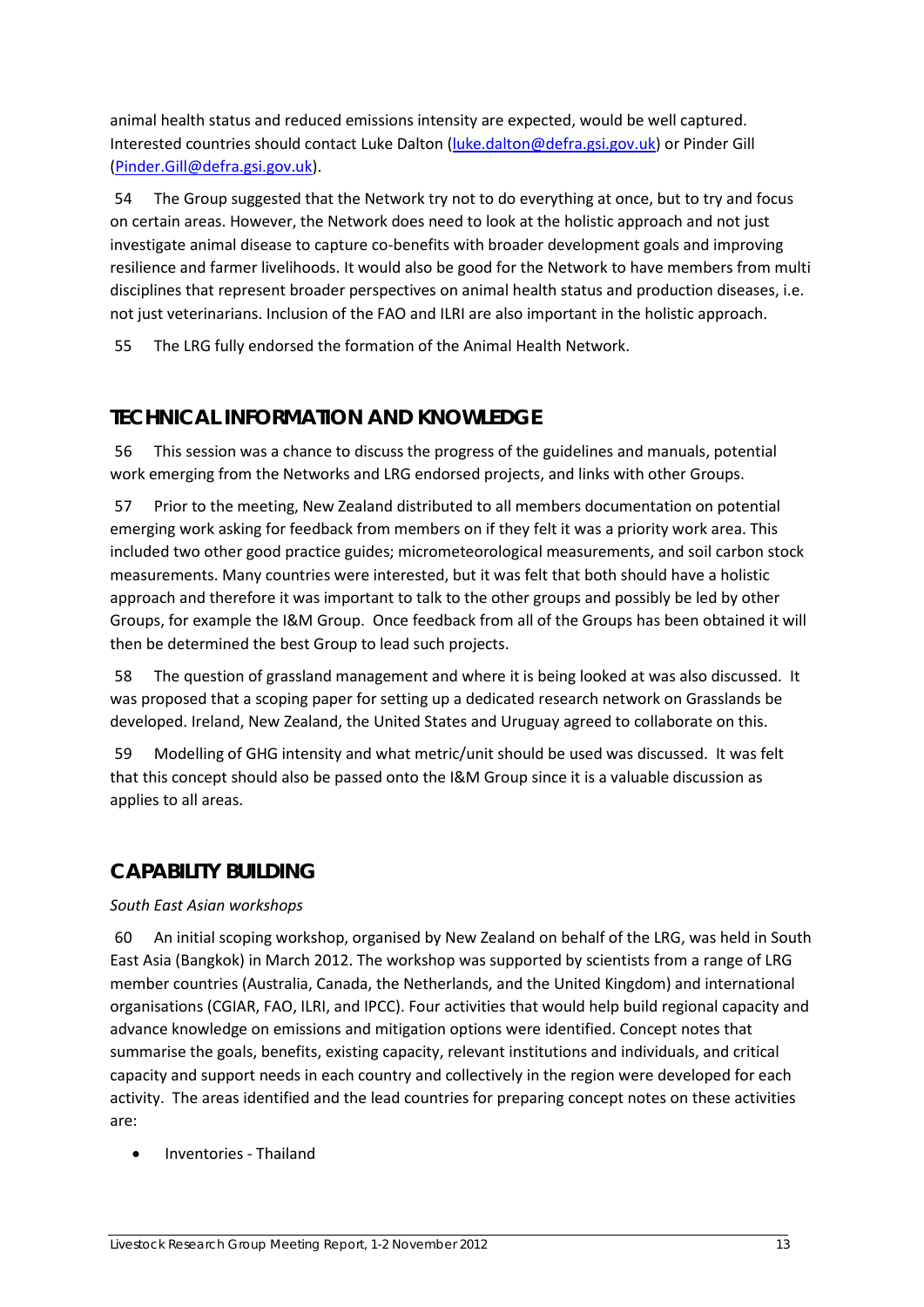animal health status and reduced emissions intensity are expected, would be well captured. Interested countries should contact Luke Dalton (luke.dalton@defra.gsi.gov.uk) or Pinder Gill (Pinder.Gill@defra.gsi.gov.uk).

54 The Group suggested that the Network try not to do everything at once, but to try and focus on certain areas. However, the Network does need to look at the holistic approach and not just investigate animal disease to capture co-benefits with broader development goals and improving resilience and farmer livelihoods. It would also be good for the Network to have members from multi disciplines that represent broader perspectives on animal health status and production diseases, i.e. not just veterinarians. Inclusion of the FAO and ILRI are also important in the holistic approach.

55 The LRG fully endorsed the formation of the Animal Health Network.

## TECHNICAL INFORMATION AND KNOWLEDGE

56 This session was a chance to discuss the progress of the guidelines and manuals, potential work emerging from the Networks and LRG endorsed projects, and links with other Groups.

57 Prior to the meeting, New Zealand distributed to all members documentation on potential emerging work asking for feedback from members on if they felt it was a priority work area. This included two other good practice guides; micrometeorological measurements, and soil carbon stock measurements. Many countries were interested, but it was felt that both should have a holistic approach and therefore it was important to talk to the other groups and possibly be led by other Groups, for example the I&M Group. Once feedback from all of the Groups has been obtained it will then be determined the best Group to lead such projects.

58 The question of grassland management and where it is being looked at was also discussed. It was proposed that a scoping paper for setting up a dedicated research network on Grasslands be developed. Ireland, New Zealand, the United States and Uruguay agreed to collaborate on this.

59 Modelling of GHG intensity and what metric/unit should be used was discussed. It was felt that this concept should also be passed onto the I&M Group since it is a valuable discussion as applies to all areas.

## CAPABILITY BUILDING

*South East Asian workshops*

60 An initial scoping workshop, organised by New Zealand on behalf of the LRG, was held in South East Asia (Bangkok) in March 2012. The workshop was supported by scientists from a range of LRG member countries (Australia, Canada, the Netherlands, and the United Kingdom) and international organisations (CGIAR, FAO, ILRI, and IPCC). Four activities that would help build regional capacity and advance knowledge on emissions and mitigation options were identified. Concept notes that summarise the goals, benefits, existing capacity, relevant institutions and individuals, and critical capacity and support needs in each country and collectively in the region were developed for each activity. The areas identified and the lead countries for preparing concept notes on these activities are:

- Inventories - Thailand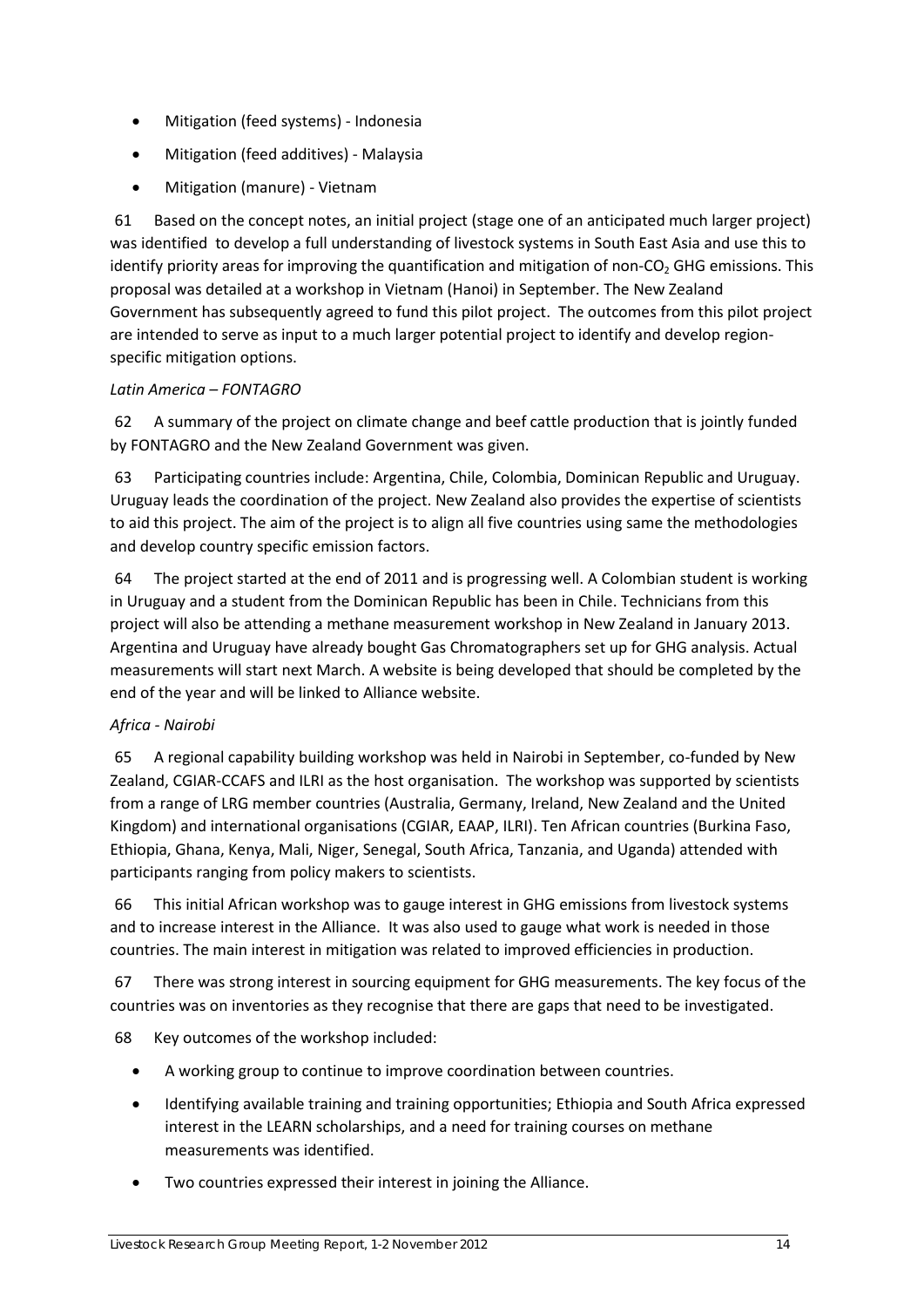- Mitigation (feed systems) - Indonesia
- Mitigation (feed additives) - Malaysia
- Mitigation (manure) - Vietnam

61 Based on the concept notes, an initial project (stage one of an anticipated much larger project) was identified to develop a full understanding of livestock systems in South East Asia and use this to identify priority areas for improving the quantification and mitigation of non-$CO_2$ GHG emissions. This proposal was detailed at a workshop in Vietnam (Hanoi) in September. The New Zealand Government has subsequently agreed to fund this pilot project. The outcomes from this pilot project are intended to serve as input to a much larger potential project to identify and develop region-specific mitigation options.

*Latin America – FONTAGRO*

62 A summary of the project on climate change and beef cattle production that is jointly funded by FONTAGRO and the New Zealand Government was given.

63 Participating countries include: Argentina, Chile, Colombia, Dominican Republic and Uruguay. Uruguay leads the coordination of the project. New Zealand also provides the expertise of scientists to aid this project. The aim of the project is to align all five countries using same the methodologies and develop country specific emission factors.

64 The project started at the end of 2011 and is progressing well. A Colombian student is working in Uruguay and a student from the Dominican Republic has been in Chile. Technicians from this project will also be attending a methane measurement workshop in New Zealand in January 2013. Argentina and Uruguay have already bought Gas Chromatographers set up for GHG analysis. Actual measurements will start next March. A website is being developed that should be completed by the end of the year and will be linked to Alliance website.

*Africa - Nairobi*

65 A regional capability building workshop was held in Nairobi in September, co-funded by New Zealand, CGIAR-CCAFS and ILRI as the host organisation. The workshop was supported by scientists from a range of LRG member countries (Australia, Germany, Ireland, New Zealand and the United Kingdom) and international organisations (CGIAR, EAAP, ILRI). Ten African countries (Burkina Faso, Ethiopia, Ghana, Kenya, Mali, Niger, Senegal, South Africa, Tanzania, and Uganda) attended with participants ranging from policy makers to scientists.

66 This initial African workshop was to gauge interest in GHG emissions from livestock systems and to increase interest in the Alliance. It was also used to gauge what work is needed in those countries. The main interest in mitigation was related to improved efficiencies in production.

67 There was strong interest in sourcing equipment for GHG measurements. The key focus of the countries was on inventories as they recognise that there are gaps that need to be investigated.

68 Key outcomes of the workshop included:

- A working group to continue to improve coordination between countries.
- Identifying available training and training opportunities; Ethiopia and South Africa expressed interest in the LEARN scholarships, and a need for training courses on methane measurements was identified.
- Two countries expressed their interest in joining the Alliance.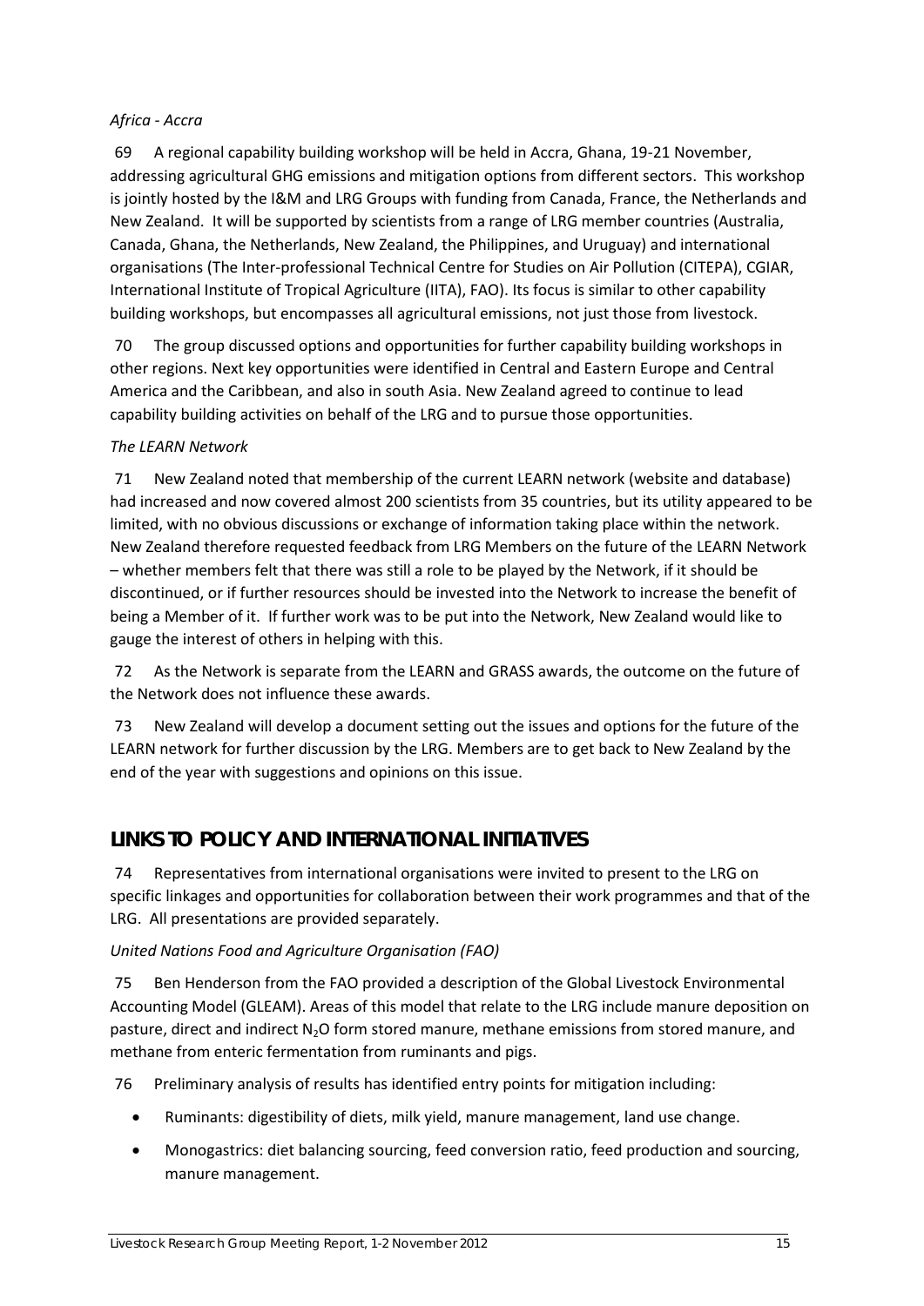*Africa - Accra*

69 A regional capability building workshop will be held in Accra, Ghana, 19-21 November, addressing agricultural GHG emissions and mitigation options from different sectors. This workshop is jointly hosted by the I&M and LRG Groups with funding from Canada, France, the Netherlands and New Zealand. It will be supported by scientists from a range of LRG member countries (Australia, Canada, Ghana, the Netherlands, New Zealand, the Philippines, and Uruguay) and international organisations (The Inter-professional Technical Centre for Studies on Air Pollution (CITEPA), CGIAR, International Institute of Tropical Agriculture (IITA), FAO). Its focus is similar to other capability building workshops, but encompasses all agricultural emissions, not just those from livestock.

70 The group discussed options and opportunities for further capability building workshops in other regions. Next key opportunities were identified in Central and Eastern Europe and Central America and the Caribbean, and also in south Asia. New Zealand agreed to continue to lead capability building activities on behalf of the LRG and to pursue those opportunities.

*The LEARN Network*

71 New Zealand noted that membership of the current LEARN network (website and database) had increased and now covered almost 200 scientists from 35 countries, but its utility appeared to be limited, with no obvious discussions or exchange of information taking place within the network. New Zealand therefore requested feedback from LRG Members on the future of the LEARN Network – whether members felt that there was still a role to be played by the Network, if it should be discontinued, or if further resources should be invested into the Network to increase the benefit of being a Member of it. If further work was to be put into the Network, New Zealand would like to gauge the interest of others in helping with this.

72 As the Network is separate from the LEARN and GRASS awards, the outcome on the future of the Network does not influence these awards.

73 New Zealand will develop a document setting out the issues and options for the future of the LEARN network for further discussion by the LRG. Members are to get back to New Zealand by the end of the year with suggestions and opinions on this issue.

## LINKS TO POLICY AND INTERNATIONAL INITIATIVES

74 Representatives from international organisations were invited to present to the LRG on specific linkages and opportunities for collaboration between their work programmes and that of the LRG. All presentations are provided separately.

*United Nations Food and Agriculture Organisation (FAO)*

75 Ben Henderson from the FAO provided a description of the Global Livestock Environmental Accounting Model (GLEAM). Areas of this model that relate to the LRG include manure deposition on pasture, direct and indirect $N_2O$ form stored manure, methane emissions from stored manure, and methane from enteric fermentation from ruminants and pigs.

76 Preliminary analysis of results has identified entry points for mitigation including:

- Ruminants: digestibility of diets, milk yield, manure management, land use change.
- Monogastrics: diet balancing sourcing, feed conversion ratio, feed production and sourcing, manure management.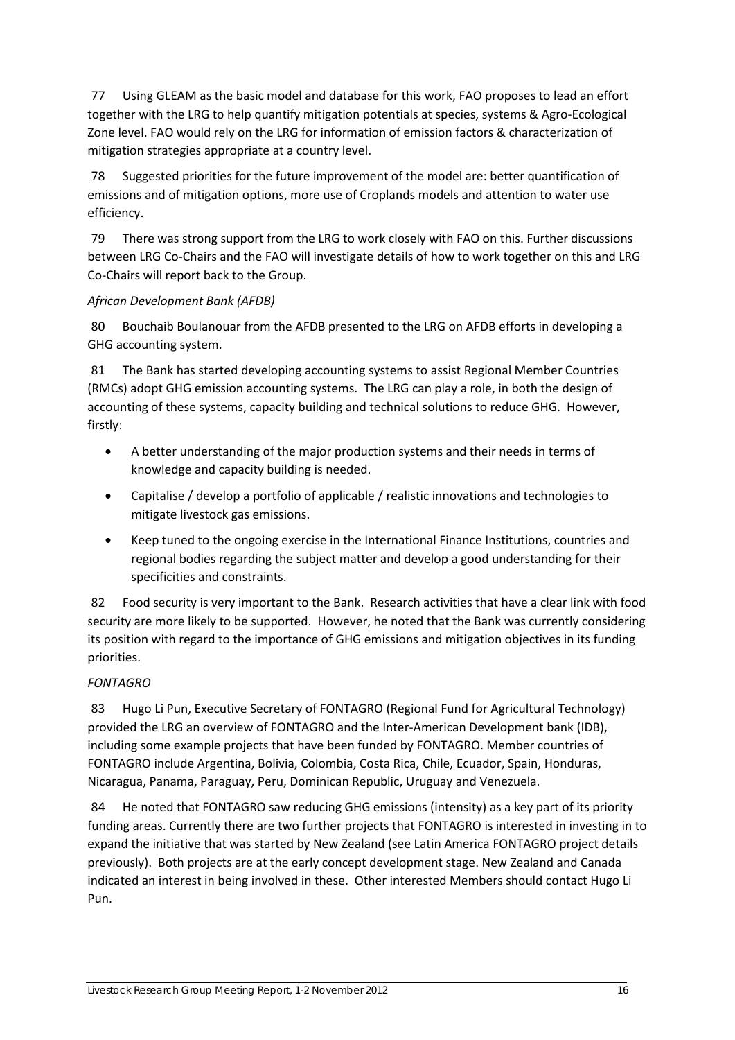77 Using GLEAM as the basic model and database for this work, FAO proposes to lead an effort together with the LRG to help quantify mitigation potentials at species, systems & Agro-Ecological Zone level. FAO would rely on the LRG for information of emission factors & characterization of mitigation strategies appropriate at a country level.

78 Suggested priorities for the future improvement of the model are: better quantification of emissions and of mitigation options, more use of Croplands models and attention to water use efficiency.

79 There was strong support from the LRG to work closely with FAO on this. Further discussions between LRG Co-Chairs and the FAO will investigate details of how to work together on this and LRG Co-Chairs will report back to the Group.

*African Development Bank (AFDB)*

80 Bouchaib Boulanouar from the AFDB presented to the LRG on AFDB efforts in developing a GHG accounting system.

81 The Bank has started developing accounting systems to assist Regional Member Countries (RMCs) adopt GHG emission accounting systems. The LRG can play a role, in both the design of accounting of these systems, capacity building and technical solutions to reduce GHG. However, firstly:

- A better understanding of the major production systems and their needs in terms of knowledge and capacity building is needed.
- Capitalise / develop a portfolio of applicable / realistic innovations and technologies to mitigate livestock gas emissions.
- Keep tuned to the ongoing exercise in the International Finance Institutions, countries and regional bodies regarding the subject matter and develop a good understanding for their specificities and constraints.

82 Food security is very important to the Bank. Research activities that have a clear link with food security are more likely to be supported. However, he noted that the Bank was currently considering its position with regard to the importance of GHG emissions and mitigation objectives in its funding priorities.

*FONTAGRO*

83 Hugo Li Pun, Executive Secretary of FONTAGRO (Regional Fund for Agricultural Technology) provided the LRG an overview of FONTAGRO and the Inter-American Development bank (IDB), including some example projects that have been funded by FONTAGRO. Member countries of FONTAGRO include Argentina, Bolivia, Colombia, Costa Rica, Chile, Ecuador, Spain, Honduras, Nicaragua, Panama, Paraguay, Peru, Dominican Republic, Uruguay and Venezuela.

84 He noted that FONTAGRO saw reducing GHG emissions (intensity) as a key part of its priority funding areas. Currently there are two further projects that FONTAGRO is interested in investing in to expand the initiative that was started by New Zealand (see Latin America FONTAGRO project details previously). Both projects are at the early concept development stage. New Zealand and Canada indicated an interest in being involved in these. Other interested Members should contact Hugo Li Pun.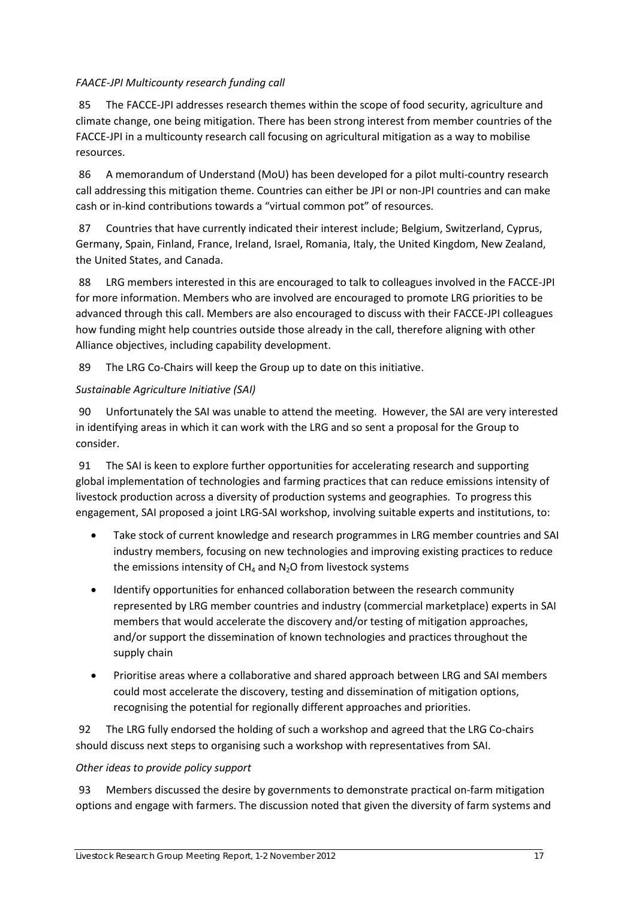*FAACE-JPI Multicounty research funding call*

85 The FACCE-JPI addresses research themes within the scope of food security, agriculture and climate change, one being mitigation. There has been strong interest from member countries of the FACCE-JPI in a multicounty research call focusing on agricultural mitigation as a way to mobilise resources.

86 A memorandum of Understand (MoU) has been developed for a pilot multi-country research call addressing this mitigation theme. Countries can either be JPI or non-JPI countries and can make cash or in-kind contributions towards a "virtual common pot" of resources.

87 Countries that have currently indicated their interest include; Belgium, Switzerland, Cyprus, Germany, Spain, Finland, France, Ireland, Israel, Romania, Italy, the United Kingdom, New Zealand, the United States, and Canada.

88 LRG members interested in this are encouraged to talk to colleagues involved in the FACCE-JPI for more information. Members who are involved are encouraged to promote LRG priorities to be advanced through this call. Members are also encouraged to discuss with their FACCE-JPI colleagues how funding might help countries outside those already in the call, therefore aligning with other Alliance objectives, including capability development.

89 The LRG Co-Chairs will keep the Group up to date on this initiative.

*Sustainable Agriculture Initiative (SAI)*

90 Unfortunately the SAI was unable to attend the meeting. However, the SAI are very interested in identifying areas in which it can work with the LRG and so sent a proposal for the Group to consider.

91 The SAI is keen to explore further opportunities for accelerating research and supporting global implementation of technologies and farming practices that can reduce emissions intensity of livestock production across a diversity of production systems and geographies. To progress this engagement, SAI proposed a joint LRG-SAI workshop, involving suitable experts and institutions, to:

- Take stock of current knowledge and research programmes in LRG member countries and SAI industry members, focusing on new technologies and improving existing practices to reduce the emissions intensity of $CH_4$ and $N_2O$ from livestock systems
- Identify opportunities for enhanced collaboration between the research community represented by LRG member countries and industry (commercial marketplace) experts in SAI members that would accelerate the discovery and/or testing of mitigation approaches, and/or support the dissemination of known technologies and practices throughout the supply chain
- Prioritise areas where a collaborative and shared approach between LRG and SAI members could most accelerate the discovery, testing and dissemination of mitigation options, recognising the potential for regionally different approaches and priorities.

92 The LRG fully endorsed the holding of such a workshop and agreed that the LRG Co-chairs should discuss next steps to organising such a workshop with representatives from SAI.

*Other ideas to provide policy support*

93 Members discussed the desire by governments to demonstrate practical on-farm mitigation options and engage with farmers. The discussion noted that given the diversity of farm systems and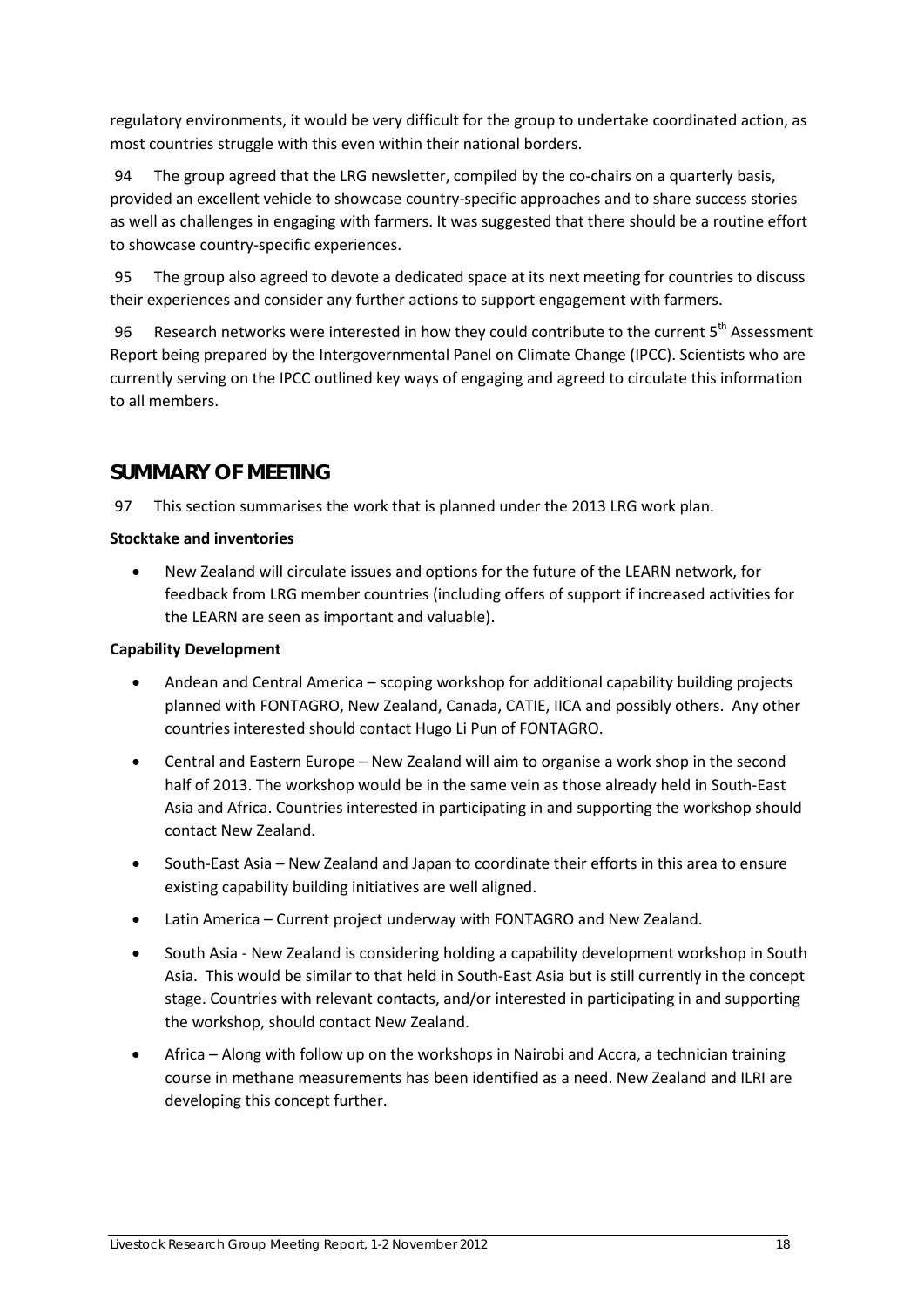regulatory environments, it would be very difficult for the group to undertake coordinated action, as most countries struggle with this even within their national borders.

94 The group agreed that the LRG newsletter, compiled by the co-chairs on a quarterly basis, provided an excellent vehicle to showcase country-specific approaches and to share success stories as well as challenges in engaging with farmers. It was suggested that there should be a routine effort to showcase country-specific experiences.

95 The group also agreed to devote a dedicated space at its next meeting for countries to discuss their experiences and consider any further actions to support engagement with farmers.

96 Research networks were interested in how they could contribute to the current 5th Assessment Report being prepared by the Intergovernmental Panel on Climate Change (IPCC). Scientists who are currently serving on the IPCC outlined key ways of engaging and agreed to circulate this information to all members.

## SUMMARY OF MEETING

97 This section summarises the work that is planned under the 2013 LRG work plan.

**Stocktake and inventories**

- New Zealand will circulate issues and options for the future of the LEARN network, for feedback from LRG member countries (including offers of support if increased activities for the LEARN are seen as important and valuable).

**Capability Development**

- Andean and Central America – scoping workshop for additional capability building projects planned with FONTAGRO, New Zealand, Canada, CATIE, IICA and possibly others. Any other countries interested should contact Hugo Li Pun of FONTAGRO.
- Central and Eastern Europe – New Zealand will aim to organise a work shop in the second half of 2013. The workshop would be in the same vein as those already held in South-East Asia and Africa. Countries interested in participating in and supporting the workshop should contact New Zealand.
- South-East Asia – New Zealand and Japan to coordinate their efforts in this area to ensure existing capability building initiatives are well aligned.
- Latin America – Current project underway with FONTAGRO and New Zealand.
- South Asia - New Zealand is considering holding a capability development workshop in South Asia. This would be similar to that held in South-East Asia but is still currently in the concept stage. Countries with relevant contacts, and/or interested in participating in and supporting the workshop, should contact New Zealand.
- Africa – Along with follow up on the workshops in Nairobi and Accra, a technician training course in methane measurements has been identified as a need. New Zealand and ILRI are developing this concept further.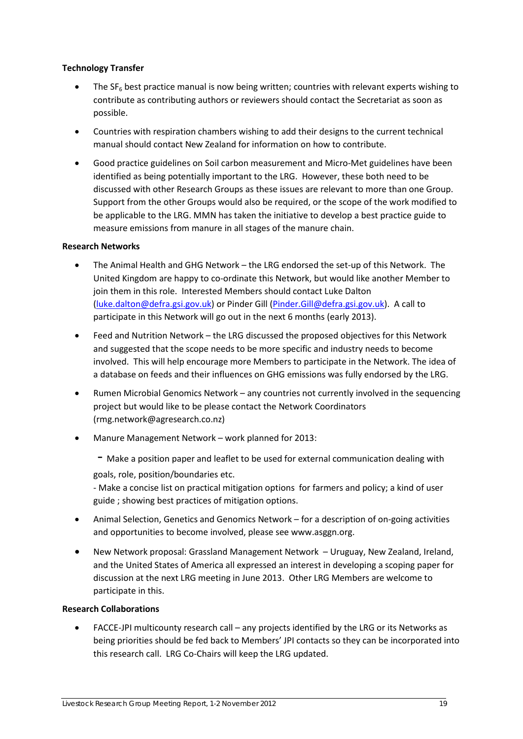**Technology Transfer**

- The $SF_6$ best practice manual is now being written; countries with relevant experts wishing to contribute as contributing authors or reviewers should contact the Secretariat as soon as possible.

- Countries with respiration chambers wishing to add their designs to the current technical manual should contact New Zealand for information on how to contribute.

- Good practice guidelines on Soil carbon measurement and Micro-Met guidelines have been identified as being potentially important to the LRG. However, these both need to be discussed with other Research Groups as these issues are relevant to more than one Group. Support from the other Groups would also be required, or the scope of the work modified to be applicable to the LRG. MMN has taken the initiative to develop a best practice guide to measure emissions from manure in all stages of the manure chain.

**Research Networks**

- The Animal Health and GHG Network – the LRG endorsed the set-up of this Network. The United Kingdom are happy to co-ordinate this Network, but would like another Member to join them in this role. Interested Members should contact Luke Dalton (luke.dalton@defra.gsi.gov.uk) or Pinder Gill (Pinder.Gill@defra.gsi.gov.uk). A call to participate in this Network will go out in the next 6 months (early 2013).

- Feed and Nutrition Network – the LRG discussed the proposed objectives for this Network and suggested that the scope needs to be more specific and industry needs to become involved. This will help encourage more Members to participate in the Network. The idea of a database on feeds and their influences on GHG emissions was fully endorsed by the LRG.

- Rumen Microbial Genomics Network – any countries not currently involved in the sequencing project but would like to be please contact the Network Coordinators (rmg.network@agresearch.co.nz)

- Manure Management Network – work planned for 2013:

  - Make a position paper and leaflet to be used for external communication dealing with goals, role, position/boundaries etc.
  - Make a concise list on practical mitigation options for farmers and policy; a kind of user guide ; showing best practices of mitigation options.

- Animal Selection, Genetics and Genomics Network – for a description of on-going activities and opportunities to become involved, please see www.asggn.org.

- New Network proposal: Grassland Management Network – Uruguay, New Zealand, Ireland, and the United States of America all expressed an interest in developing a scoping paper for discussion at the next LRG meeting in June 2013. Other LRG Members are welcome to participate in this.

**Research Collaborations**

- FACCE-JPI multicounty research call – any projects identified by the LRG or its Networks as being priorities should be fed back to Members' JPI contacts so they can be incorporated into this research call. LRG Co-Chairs will keep the LRG updated.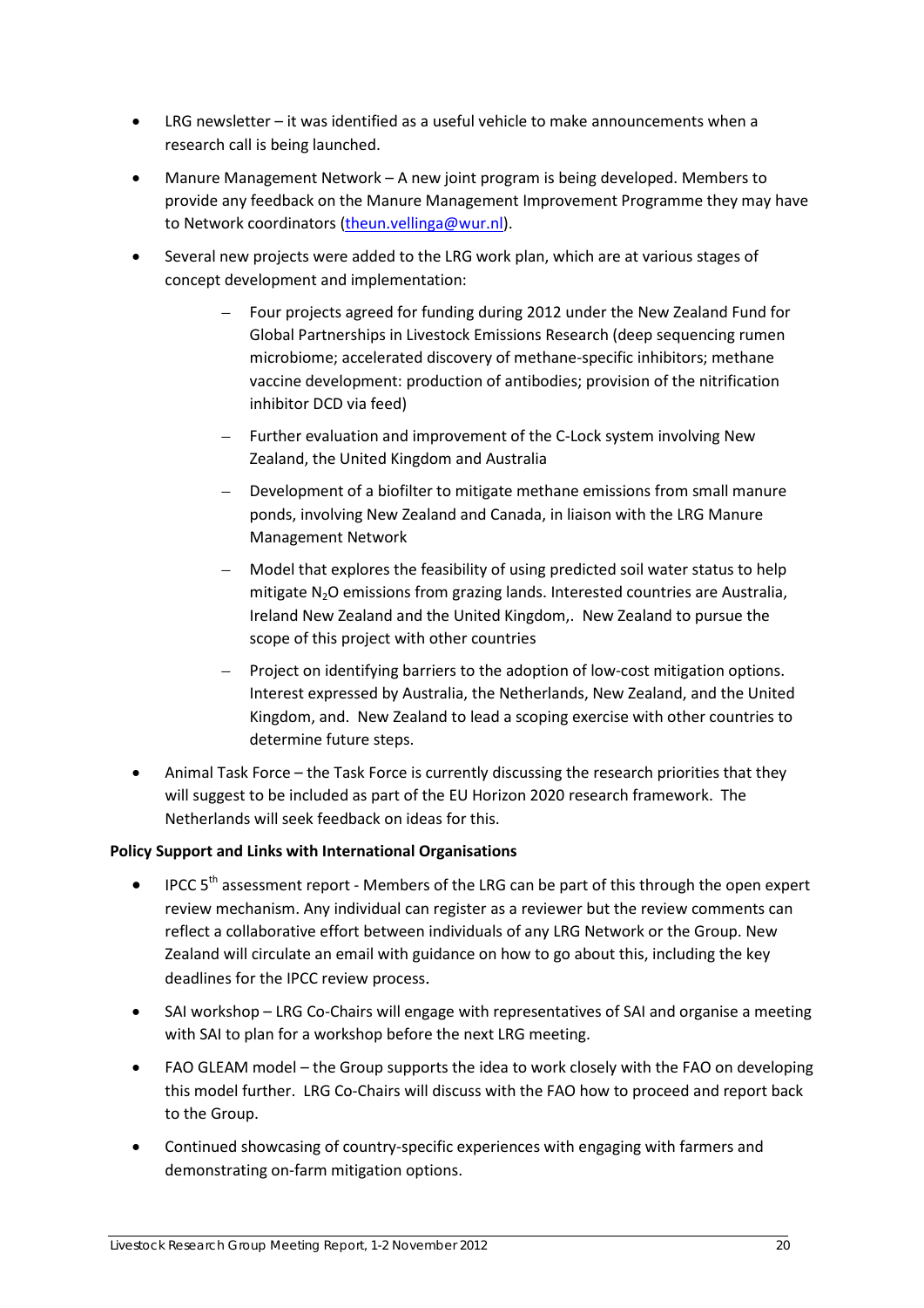- LRG newsletter – it was identified as a useful vehicle to make announcements when a research call is being launched.
- Manure Management Network – A new joint program is being developed. Members to provide any feedback on the Manure Management Improvement Programme they may have to Network coordinators (theun.vellinga@wur.nl).
- Several new projects were added to the LRG work plan, which are at various stages of concept development and implementation:
  - Four projects agreed for funding during 2012 under the New Zealand Fund for Global Partnerships in Livestock Emissions Research (deep sequencing rumen microbiome; accelerated discovery of methane-specific inhibitors; methane vaccine development: production of antibodies; provision of the nitrification inhibitor DCD via feed)
  - Further evaluation and improvement of the C-Lock system involving New Zealand, the United Kingdom and Australia
  - Development of a biofilter to mitigate methane emissions from small manure ponds, involving New Zealand and Canada, in liaison with the LRG Manure Management Network
  - Model that explores the feasibility of using predicted soil water status to help mitigate $N_2O$ emissions from grazing lands. Interested countries are Australia, Ireland New Zealand and the United Kingdom,. New Zealand to pursue the scope of this project with other countries
  - Project on identifying barriers to the adoption of low-cost mitigation options. Interest expressed by Australia, the Netherlands, New Zealand, and the United Kingdom, and. New Zealand to lead a scoping exercise with other countries to determine future steps.
- Animal Task Force – the Task Force is currently discussing the research priorities that they will suggest to be included as part of the EU Horizon 2020 research framework. The Netherlands will seek feedback on ideas for this.

**Policy Support and Links with International Organisations**

- IPCC 5th assessment report - Members of the LRG can be part of this through the open expert review mechanism. Any individual can register as a reviewer but the review comments can reflect a collaborative effort between individuals of any LRG Network or the Group. New Zealand will circulate an email with guidance on how to go about this, including the key deadlines for the IPCC review process.
- SAI workshop – LRG Co-Chairs will engage with representatives of SAI and organise a meeting with SAI to plan for a workshop before the next LRG meeting.
- FAO GLEAM model – the Group supports the idea to work closely with the FAO on developing this model further. LRG Co-Chairs will discuss with the FAO how to proceed and report back to the Group.
- Continued showcasing of country-specific experiences with engaging with farmers and demonstrating on-farm mitigation options.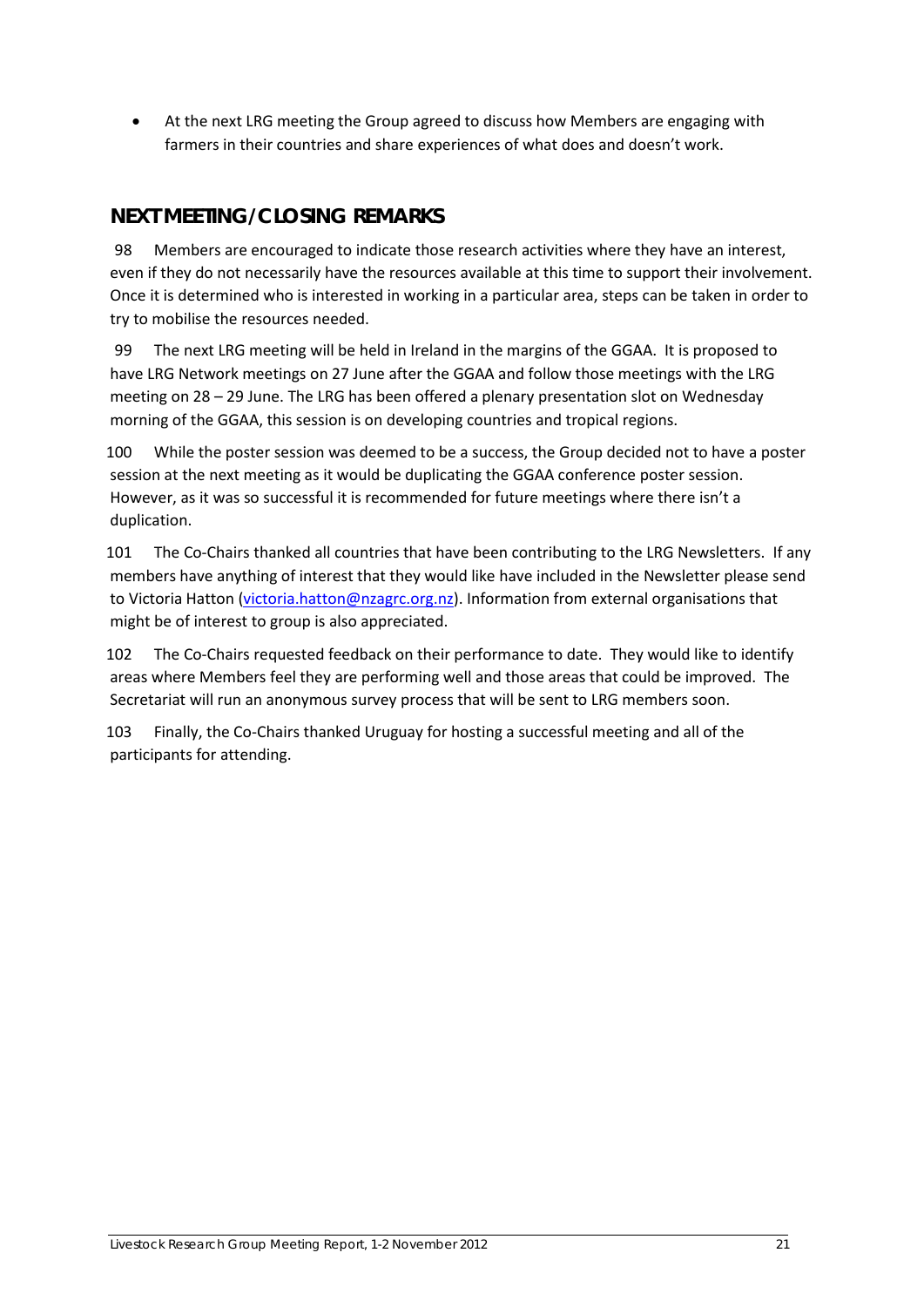- At the next LRG meeting the Group agreed to discuss how Members are engaging with farmers in their countries and share experiences of what does and doesn't work.

## NEXT MEETING/CLOSING REMARKS

98 Members are encouraged to indicate those research activities where they have an interest, even if they do not necessarily have the resources available at this time to support their involvement. Once it is determined who is interested in working in a particular area, steps can be taken in order to try to mobilise the resources needed.

99 The next LRG meeting will be held in Ireland in the margins of the GGAA. It is proposed to have LRG Network meetings on 27 June after the GGAA and follow those meetings with the LRG meeting on 28 – 29 June. The LRG has been offered a plenary presentation slot on Wednesday morning of the GGAA, this session is on developing countries and tropical regions.

100 While the poster session was deemed to be a success, the Group decided not to have a poster session at the next meeting as it would be duplicating the GGAA conference poster session. However, as it was so successful it is recommended for future meetings where there isn't a duplication.

101 The Co-Chairs thanked all countries that have been contributing to the LRG Newsletters. If any members have anything of interest that they would like have included in the Newsletter please send to Victoria Hatton (victoria.hatton@nzagrc.org.nz). Information from external organisations that might be of interest to group is also appreciated.

102 The Co-Chairs requested feedback on their performance to date. They would like to identify areas where Members feel they are performing well and those areas that could be improved. The Secretariat will run an anonymous survey process that will be sent to LRG members soon.

103 Finally, the Co-Chairs thanked Uruguay for hosting a successful meeting and all of the participants for attending.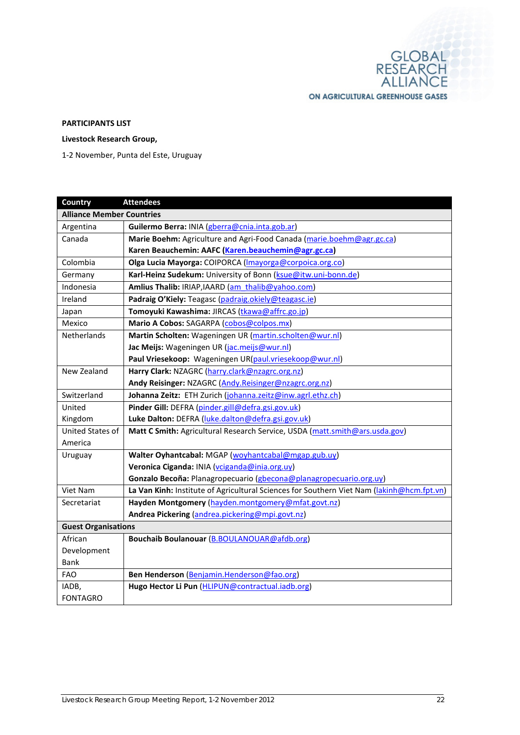GLOBAL RESEARCH ALLIANCE

ON AGRICULTURAL GREENHOUSE GASES

**PARTICIPANTS LIST**

**Livestock Research Group,**

1-2 November, Punta del Este, Uruguay

| Country | Attendees |
|---|---|
| **Alliance Member Countries** | |
| Argentina | **Guilermo Berra:** INIA (gberra@cnia.inta.gob.ar) |
| Canada | **Marie Boehm:** Agriculture and Agri-Food Canada (marie.boehm@agr.gc.ca)<br>**Karen Beauchemin: AAFC (Karen.beauchemin@agr.gc.ca)** |
| Colombia | **Olga Lucia Mayorga:** COIPORCA (lmayorga@corpoica.org.co) |
| Germany | **Karl-Heinz Sudekum:** University of Bonn (ksue@itw.uni-bonn.de) |
| Indonesia | **Amlius Thalib:** IRIAP,IAARD (am_thalib@yahoo.com) |
| Ireland | **Padraig O'Kiely:** Teagasc (padraig.okiely@teagasc.ie) |
| Japan | **Tomoyuki Kawashima:** JIRCAS (tkawa@affrc.go.jp) |
| Mexico | **Mario A Cobos:** SAGARPA (cobos@colpos.mx) |
| Netherlands | **Martin Scholten:** Wageningen UR (martin.scholten@wur.nl)<br>**Jac Meijs:** Wageningen UR (jac.meijs@wur.nl)<br>**Paul Vriesekoop:** Wageningen UR(paul.vriesekoop@wur.nl) |
| New Zealand | **Harry Clark:** NZAGRC (harry.clark@nzagrc.org.nz)<br>**Andy Reisinger:** NZAGRC (Andy.Reisinger@nzagrc.org.nz) |
| Switzerland | **Johanna Zeitz:** ETH Zurich (johanna.zeitz@inw.agrl.ethz.ch) |
| United Kingdom | **Pinder Gill:** DEFRA (pinder.gill@defra.gsi.gov.uk)<br>**Luke Dalton:** DEFRA (luke.dalton@defra.gsi.gov.uk) |
| United States of America | **Matt C Smith:** Agricultural Research Service, USDA (matt.smith@ars.usda.gov) |
| Uruguay | **Walter Oyhantcabal:** MGAP (woyhantcabal@mgap.gub.uy)<br>**Veronica Ciganda:** INIA (vciganda@inia.org.uy)<br>**Gonzalo Becoña:** Planagropecuario (gbecona@planagropecuario.org.uy) |
| Viet Nam | **La Van Kinh:** Institute of Agricultural Sciences for Southern Viet Nam (lakinh@hcm.fpt.vn) |
| Secretariat | **Hayden Montgomery** (hayden.montgomery@mfat.govt.nz)<br>**Andrea Pickering** (andrea.pickering@mpi.govt.nz) |
| **Guest Organisations** | |
| African Development Bank | **Bouchaib Boulanouar** (B.BOULANOUAR@afdb.org) |
| FAO | **Ben Henderson** (Benjamin.Henderson@fao.org) |
| IADB, FONTAGRO | **Hugo Hector Li Pun** (HLIPUN@contractual.iadb.org) |